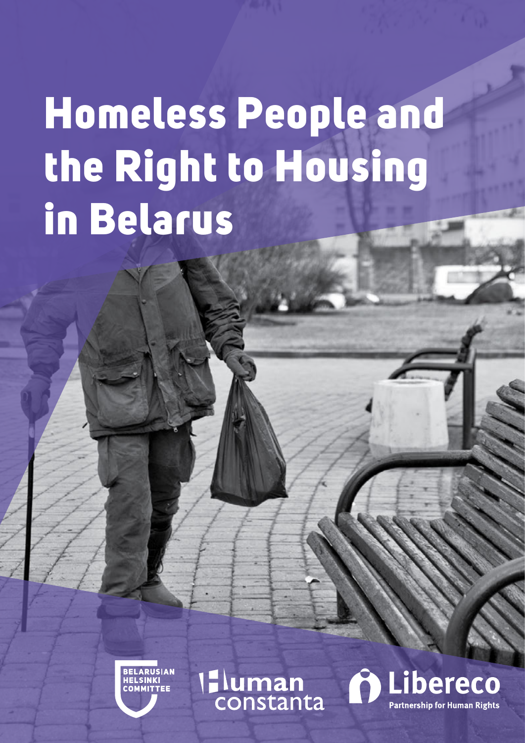# Homeless People and the Right to Housing in Belarus

BELARUSIAN HELSINKI COMMITTEE

Human constanta

Libereco
Partnership for Human Rights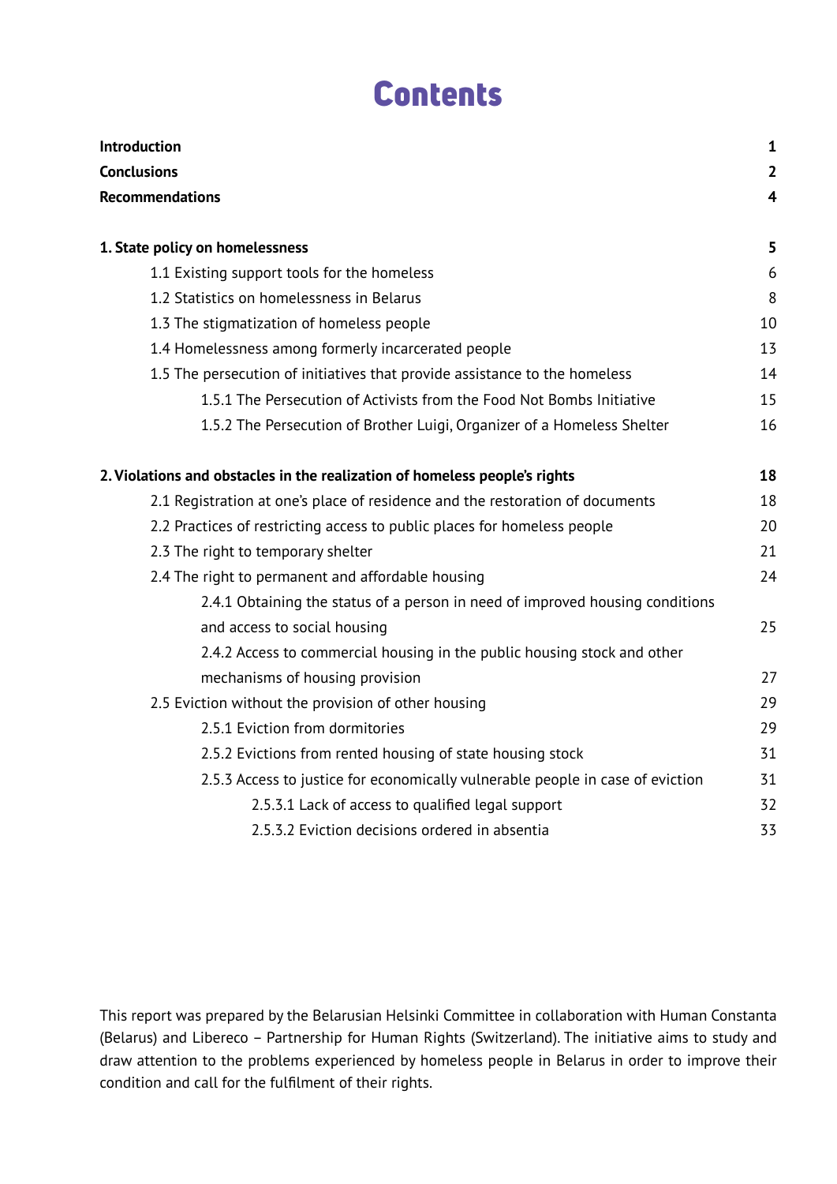# Contents

| | |
|---|---|
| **Introduction** | **1** |
| **Conclusions** | **2** |
| **Recommendations** | **4** |
| **1. State policy on homelessness** | **5** |
| 1.1 Existing support tools for the homeless | 6 |
| 1.2 Statistics on homelessness in Belarus | 8 |
| 1.3 The stigmatization of homeless people | 10 |
| 1.4 Homelessness among formerly incarcerated people | 13 |
| 1.5 The persecution of initiatives that provide assistance to the homeless | 14 |
| 1.5.1 The Persecution of Activists from the Food Not Bombs Initiative | 15 |
| 1.5.2 The Persecution of Brother Luigi, Organizer of a Homeless Shelter | 16 |
| **2. Violations and obstacles in the realization of homeless people's rights** | **18** |
| 2.1 Registration at one's place of residence and the restoration of documents | 18 |
| 2.2 Practices of restricting access to public places for homeless people | 20 |
| 2.3 The right to temporary shelter | 21 |
| 2.4 The right to permanent and affordable housing | 24 |
| 2.4.1 Obtaining the status of a person in need of improved housing conditions and access to social housing | 25 |
| 2.4.2 Access to commercial housing in the public housing stock and other mechanisms of housing provision | 27 |
| 2.5 Eviction without the provision of other housing | 29 |
| 2.5.1 Eviction from dormitories | 29 |
| 2.5.2 Evictions from rented housing of state housing stock | 31 |
| 2.5.3 Access to justice for economically vulnerable people in case of eviction | 31 |
| 2.5.3.1 Lack of access to qualified legal support | 32 |
| 2.5.3.2 Eviction decisions ordered in absentia | 33 |

This report was prepared by the Belarusian Helsinki Committee in collaboration with Human Constanta (Belarus) and Libereco – Partnership for Human Rights (Switzerland). The initiative aims to study and draw attention to the problems experienced by homeless people in Belarus in order to improve their condition and call for the fulfilment of their rights.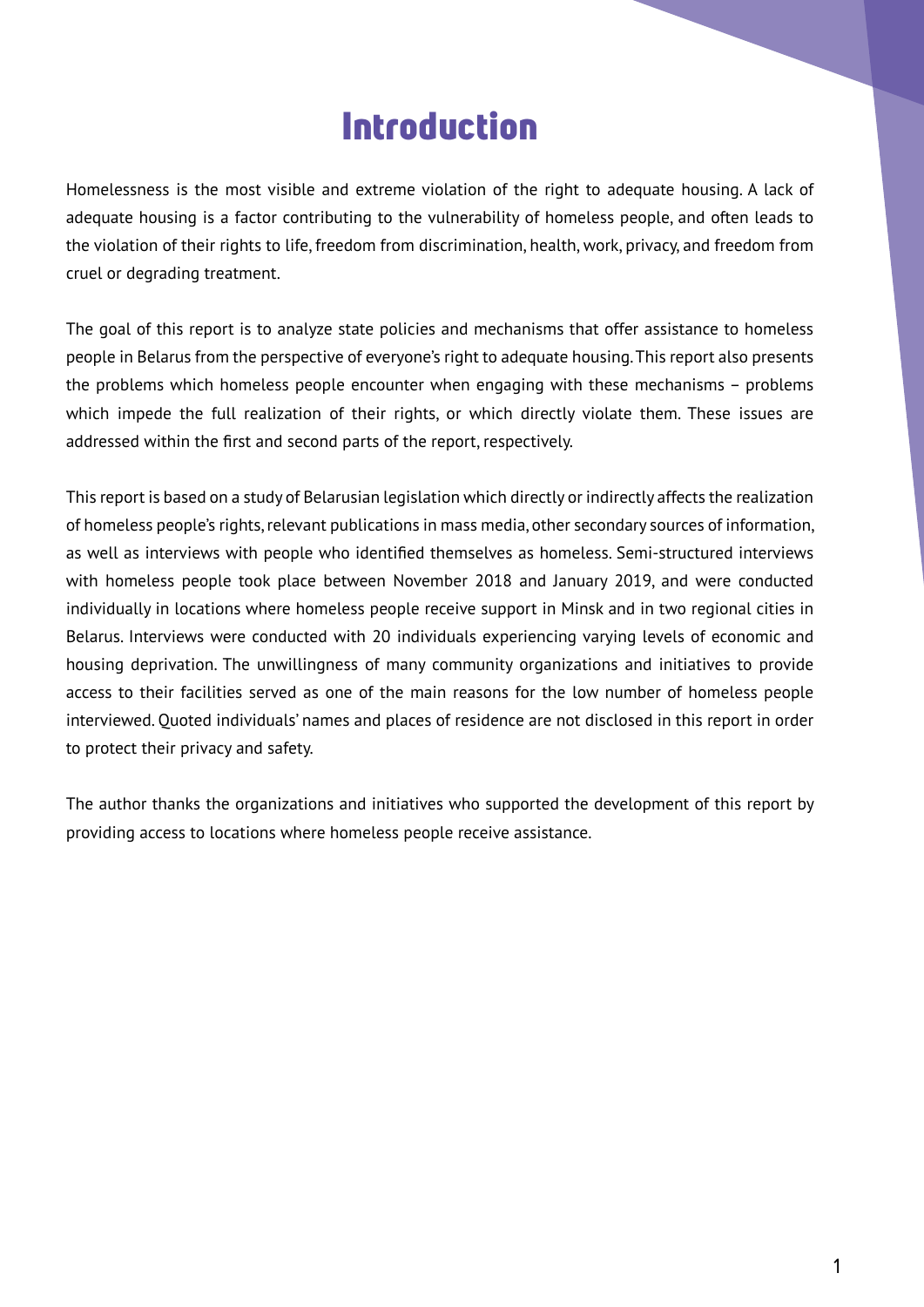# Introduction

Homelessness is the most visible and extreme violation of the right to adequate housing. A lack of adequate housing is a factor contributing to the vulnerability of homeless people, and often leads to the violation of their rights to life, freedom from discrimination, health, work, privacy, and freedom from cruel or degrading treatment.

The goal of this report is to analyze state policies and mechanisms that offer assistance to homeless people in Belarus from the perspective of everyone's right to adequate housing. This report also presents the problems which homeless people encounter when engaging with these mechanisms – problems which impede the full realization of their rights, or which directly violate them. These issues are addressed within the first and second parts of the report, respectively.

This report is based on a study of Belarusian legislation which directly or indirectly affects the realization of homeless people's rights, relevant publications in mass media, other secondary sources of information, as well as interviews with people who identified themselves as homeless. Semi-structured interviews with homeless people took place between November 2018 and January 2019, and were conducted individually in locations where homeless people receive support in Minsk and in two regional cities in Belarus. Interviews were conducted with 20 individuals experiencing varying levels of economic and housing deprivation. The unwillingness of many community organizations and initiatives to provide access to their facilities served as one of the main reasons for the low number of homeless people interviewed. Quoted individuals' names and places of residence are not disclosed in this report in order to protect their privacy and safety.

The author thanks the organizations and initiatives who supported the development of this report by providing access to locations where homeless people receive assistance.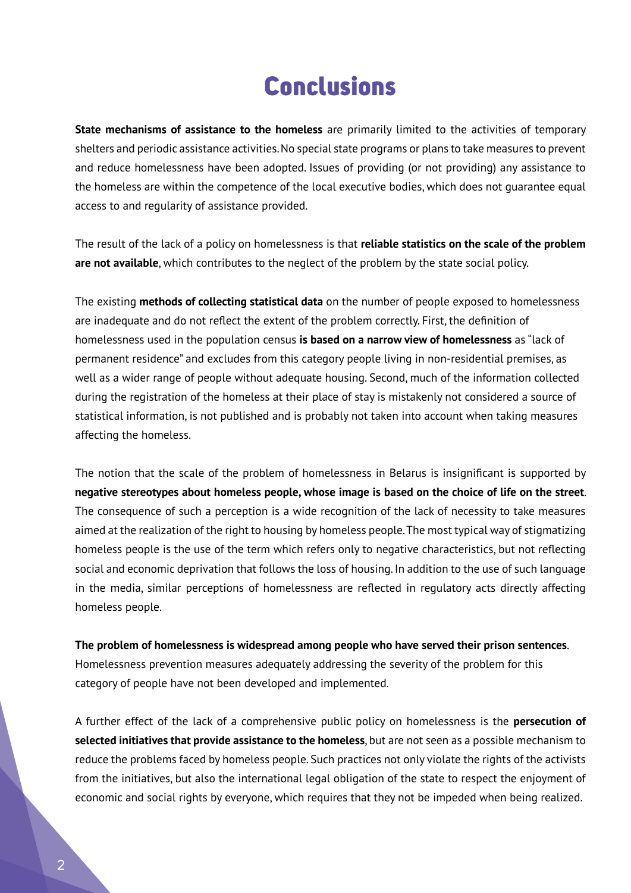# Conclusions

**State mechanisms of assistance to the homeless** are primarily limited to the activities of temporary shelters and periodic assistance activities. No special state programs or plans to take measures to prevent and reduce homelessness have been adopted. Issues of providing (or not providing) any assistance to the homeless are within the competence of the local executive bodies, which does not guarantee equal access to and regularity of assistance provided.

The result of the lack of a policy on homelessness is that **reliable statistics on the scale of the problem are not available**, which contributes to the neglect of the problem by the state social policy.

The existing **methods of collecting statistical data** on the number of people exposed to homelessness are inadequate and do not reflect the extent of the problem correctly. First, the definition of homelessness used in the population census **is based on a narrow view of homelessness** as "lack of permanent residence" and excludes from this category people living in non-residential premises, as well as a wider range of people without adequate housing. Second, much of the information collected during the registration of the homeless at their place of stay is mistakenly not considered a source of statistical information, is not published and is probably not taken into account when taking measures affecting the homeless.

The notion that the scale of the problem of homelessness in Belarus is insignificant is supported by **negative stereotypes about homeless people, whose image is based on the choice of life on the street**. The consequence of such a perception is a wide recognition of the lack of necessity to take measures aimed at the realization of the right to housing by homeless people. The most typical way of stigmatizing homeless people is the use of the term which refers only to negative characteristics, but not reflecting social and economic deprivation that follows the loss of housing. In addition to the use of such language in the media, similar perceptions of homelessness are reflected in regulatory acts directly affecting homeless people.

**The problem of homelessness is widespread among people who have served their prison sentences**. Homelessness prevention measures adequately addressing the severity of the problem for this category of people have not been developed and implemented.

A further effect of the lack of a comprehensive public policy on homelessness is the **persecution of selected initiatives that provide assistance to the homeless**, but are not seen as a possible mechanism to reduce the problems faced by homeless people. Such practices not only violate the rights of the activists from the initiatives, but also the international legal obligation of the state to respect the enjoyment of economic and social rights by everyone, which requires that they not be impeded when being realized.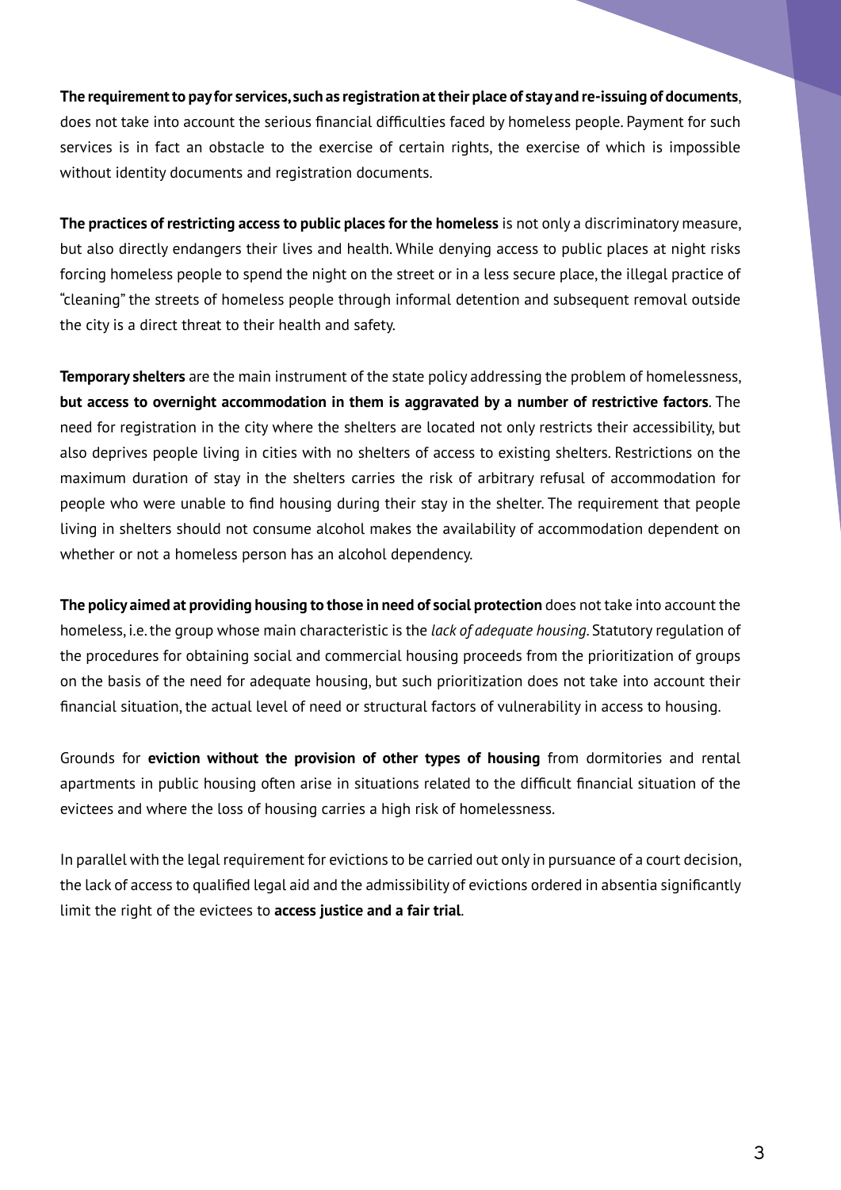**The requirement to pay for services, such as registration at their place of stay and re-issuing of documents**, does not take into account the serious financial difficulties faced by homeless people. Payment for such services is in fact an obstacle to the exercise of certain rights, the exercise of which is impossible without identity documents and registration documents.

**The practices of restricting access to public places for the homeless** is not only a discriminatory measure, but also directly endangers their lives and health. While denying access to public places at night risks forcing homeless people to spend the night on the street or in a less secure place, the illegal practice of "cleaning" the streets of homeless people through informal detention and subsequent removal outside the city is a direct threat to their health and safety.

**Temporary shelters** are the main instrument of the state policy addressing the problem of homelessness, **but access to overnight accommodation in them is aggravated by a number of restrictive factors**. The need for registration in the city where the shelters are located not only restricts their accessibility, but also deprives people living in cities with no shelters of access to existing shelters. Restrictions on the maximum duration of stay in the shelters carries the risk of arbitrary refusal of accommodation for people who were unable to find housing during their stay in the shelter. The requirement that people living in shelters should not consume alcohol makes the availability of accommodation dependent on whether or not a homeless person has an alcohol dependency.

**The policy aimed at providing housing to those in need of social protection** does not take into account the homeless, i.e. the group whose main characteristic is the *lack of adequate housing*. Statutory regulation of the procedures for obtaining social and commercial housing proceeds from the prioritization of groups on the basis of the need for adequate housing, but such prioritization does not take into account their financial situation, the actual level of need or structural factors of vulnerability in access to housing.

Grounds for **eviction without the provision of other types of housing** from dormitories and rental apartments in public housing often arise in situations related to the difficult financial situation of the evictees and where the loss of housing carries a high risk of homelessness.

In parallel with the legal requirement for evictions to be carried out only in pursuance of a court decision, the lack of access to qualified legal aid and the admissibility of evictions ordered in absentia significantly limit the right of the evictees to **access justice and a fair trial**.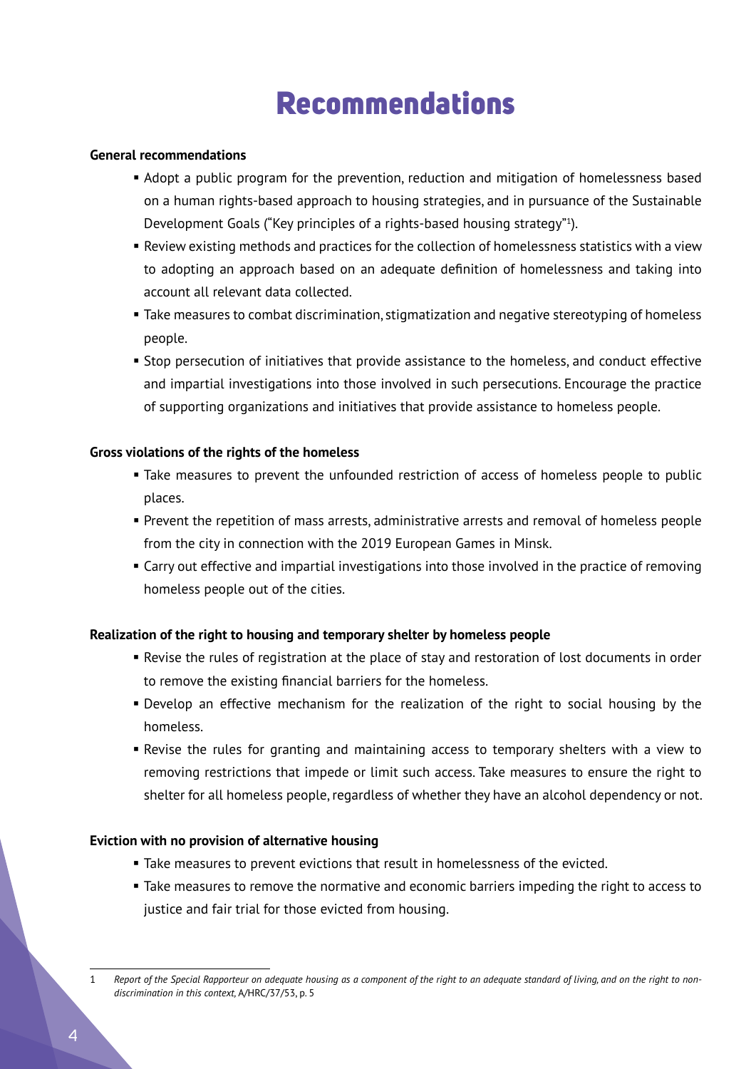# Recommendations

**General recommendations**

- Adopt a public program for the prevention, reduction and mitigation of homelessness based on a human rights-based approach to housing strategies, and in pursuance of the Sustainable Development Goals ("Key principles of a rights-based housing strategy"[1]).
- Review existing methods and practices for the collection of homelessness statistics with a view to adopting an approach based on an adequate definition of homelessness and taking into account all relevant data collected.
- Take measures to combat discrimination, stigmatization and negative stereotyping of homeless people.
- Stop persecution of initiatives that provide assistance to the homeless, and conduct effective and impartial investigations into those involved in such persecutions. Encourage the practice of supporting organizations and initiatives that provide assistance to homeless people.

**Gross violations of the rights of the homeless**

- Take measures to prevent the unfounded restriction of access of homeless people to public places.
- Prevent the repetition of mass arrests, administrative arrests and removal of homeless people from the city in connection with the 2019 European Games in Minsk.
- Carry out effective and impartial investigations into those involved in the practice of removing homeless people out of the cities.

**Realization of the right to housing and temporary shelter by homeless people**

- Revise the rules of registration at the place of stay and restoration of lost documents in order to remove the existing financial barriers for the homeless.
- Develop an effective mechanism for the realization of the right to social housing by the homeless.
- Revise the rules for granting and maintaining access to temporary shelters with a view to removing restrictions that impede or limit such access. Take measures to ensure the right to shelter for all homeless people, regardless of whether they have an alcohol dependency or not.

**Eviction with no provision of alternative housing**

- Take measures to prevent evictions that result in homelessness of the evicted.
- Take measures to remove the normative and economic barriers impeding the right to access to justice and fair trial for those evicted from housing.

---

1 *Report of the Special Rapporteur on adequate housing as a component of the right to an adequate standard of living, and on the right to non-discrimination in this context,* A/HRC/37/53, p. 5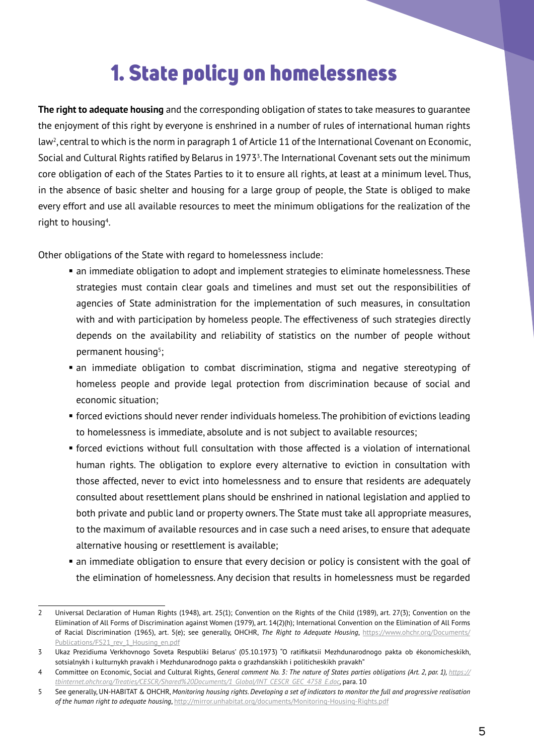# 1. State policy on homelessness

**The right to adequate housing** and the corresponding obligation of states to take measures to guarantee the enjoyment of this right by everyone is enshrined in a number of rules of international human rights law[2], central to which is the norm in paragraph 1 of Article 11 of the International Covenant on Economic, Social and Cultural Rights ratified by Belarus in 1973[3]. The International Covenant sets out the minimum core obligation of each of the States Parties to it to ensure all rights, at least at a minimum level. Thus, in the absence of basic shelter and housing for a large group of people, the State is obliged to make every effort and use all available resources to meet the minimum obligations for the realization of the right to housing[4].

Other obligations of the State with regard to homelessness include:

- an immediate obligation to adopt and implement strategies to eliminate homelessness. These strategies must contain clear goals and timelines and must set out the responsibilities of agencies of State administration for the implementation of such measures, in consultation with and with participation by homeless people. The effectiveness of such strategies directly depends on the availability and reliability of statistics on the number of people without permanent housing[5];
- an immediate obligation to combat discrimination, stigma and negative stereotyping of homeless people and provide legal protection from discrimination because of social and economic situation;
- forced evictions should never render individuals homeless. The prohibition of evictions leading to homelessness is immediate, absolute and is not subject to available resources;
- forced evictions without full consultation with those affected is a violation of international human rights. The obligation to explore every alternative to eviction in consultation with those affected, never to evict into homelessness and to ensure that residents are adequately consulted about resettlement plans should be enshrined in national legislation and applied to both private and public land or property owners. The State must take all appropriate measures, to the maximum of available resources and in case such a need arises, to ensure that adequate alternative housing or resettlement is available;
- an immediate obligation to ensure that every decision or policy is consistent with the goal of the elimination of homelessness. Any decision that results in homelessness must be regarded

---

2 Universal Declaration of Human Rights (1948), art. 25(1); Convention on the Rights of the Child (1989), art. 27(3); Convention on the Elimination of All Forms of Discrimination against Women (1979), art. 14(2)(h); International Convention on the Elimination of All Forms of Racial Discrimination (1965), art. 5(e); see generally, OHCHR, *The Right to Adequate Housing*, https://www.ohchr.org/Documents/Publications/FS21_rev_1_Housing_en.pdf

3 Ukaz Prezidiuma Verkhovnogo Soveta Respubliki Belarus' (05.10.1973) "O ratifikatsii Mezhdunarodnogo pakta ob ėkonomicheskikh, sotsialnykh i kulturnykh pravakh i Mezhdunarodnogo pakta o grazhdanskikh i politicheskikh pravakh"

4 Committee on Economic, Social and Cultural Rights, *General comment No. 3: The nature of States parties obligations (Art. 2, par. 1), https://tbinternet.ohchr.org/Treaties/CESCR/Shared%20Documents/1_Global/INT_CESCR_GEC_4758_E.doc*, para. 10

5 See generally, UN-HABITAT & OHCHR, *Monitoring housing rights. Developing a set of indicators to monitor the full and progressive realisation of the human right to adequate housing*, http://mirror.unhabitat.org/documents/Monitoring-Housing-Rights.pdf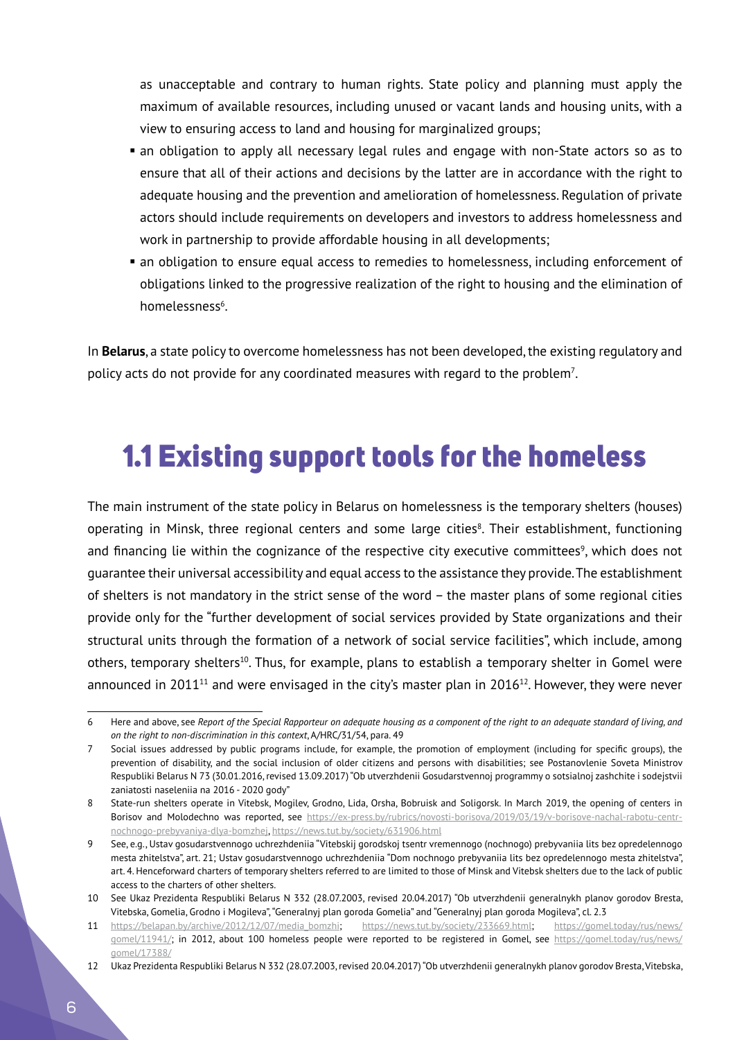as unacceptable and contrary to human rights. State policy and planning must apply the maximum of available resources, including unused or vacant lands and housing units, with a view to ensuring access to land and housing for marginalized groups;

- an obligation to apply all necessary legal rules and engage with non-State actors so as to ensure that all of their actions and decisions by the latter are in accordance with the right to adequate housing and the prevention and amelioration of homelessness. Regulation of private actors should include requirements on developers and investors to address homelessness and work in partnership to provide affordable housing in all developments;
- an obligation to ensure equal access to remedies to homelessness, including enforcement of obligations linked to the progressive realization of the right to housing and the elimination of homelessness[6].

In **Belarus**, a state policy to overcome homelessness has not been developed, the existing regulatory and policy acts do not provide for any coordinated measures with regard to the problem[7].

## 1.1 Existing support tools for the homeless

The main instrument of the state policy in Belarus on homelessness is the temporary shelters (houses) operating in Minsk, three regional centers and some large cities[8]. Their establishment, functioning and financing lie within the cognizance of the respective city executive committees[9], which does not guarantee their universal accessibility and equal access to the assistance they provide. The establishment of shelters is not mandatory in the strict sense of the word – the master plans of some regional cities provide only for the "further development of social services provided by State organizations and their structural units through the formation of a network of social service facilities", which include, among others, temporary shelters[10]. Thus, for example, plans to establish a temporary shelter in Gomel were announced in 2011[11] and were envisaged in the city's master plan in 2016[12]. However, they were never

---

6 Here and above, see *Report of the Special Rapporteur on adequate housing as a component of the right to an adequate standard of living, and on the right to non-discrimination in this context*, A/HRC/31/54, para. 49

7 Social issues addressed by public programs include, for example, the promotion of employment (including for specific groups), the prevention of disability, and the social inclusion of older citizens and persons with disabilities; see Postanovlenie Soveta Ministrov Respubliki Belarus N 73 (30.01.2016, revised 13.09.2017) "Ob utverzhdenii Gosudarstvennoj programmy o sotsialnoj zashchite i sodejstvii zaniatosti naseleniia na 2016 - 2020 gody"

8 State-run shelters operate in Vitebsk, Mogilev, Grodno, Lida, Orsha, Bobruisk and Soligorsk. In March 2019, the opening of centers in Borisov and Molodechno was reported, see https://ex-press.by/rubrics/novosti-borisova/2019/03/19/v-borisove-nachal-rabotu-centr-nochnogo-prebyvaniya-dlya-bomzhej, https://news.tut.by/society/631906.html

9 See, e.g., Ustav gosudarstvennogo uchrezhdeniia "Vitebskij gorodskoj tsentr vremennogo (nochnogo) prebyvaniia lits bez opredelennogo mesta zhitelstva", art. 21; Ustav gosudarstvennogo uchrezhdeniia "Dom nochnogo prebyvaniia lits bez opredelennogo mesta zhitelstva", art. 4. Henceforward charters of temporary shelters referred to are limited to those of Minsk and Vitebsk shelters due to the lack of public access to the charters of other shelters.

10 See Ukaz Prezidenta Respubliki Belarus N 332 (28.07.2003, revised 20.04.2017) "Ob utverzhdenii generalnykh planov gorodov Bresta, Vitebska, Gomelia, Grodno i Mogileva", "Generalnyj plan goroda Gomelia" and "Generalnyj plan goroda Mogileva", cl. 2.3

11 https://belapan.by/archive/2012/12/07/media_bomzhi; https://news.tut.by/society/233669.html; https://gomel.today/rus/news/gomel/11941/; in 2012, about 100 homeless people were reported to be registered in Gomel, see https://gomel.today/rus/news/gomel/17388/

12 Ukaz Prezidenta Respubliki Belarus N 332 (28.07.2003, revised 20.04.2017) "Ob utverzhdenii generalnykh planov gorodov Bresta, Vitebska,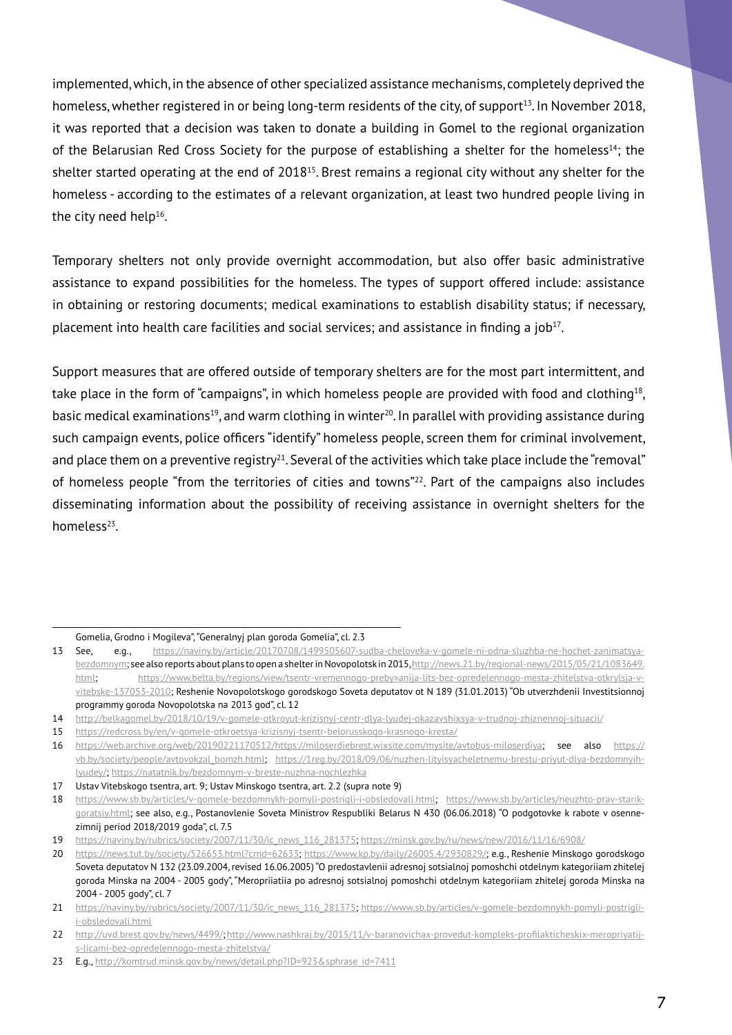implemented, which, in the absence of other specialized assistance mechanisms, completely deprived the homeless, whether registered in or being long-term residents of the city, of support[13]. In November 2018, it was reported that a decision was taken to donate a building in Gomel to the regional organization of the Belarusian Red Cross Society for the purpose of establishing a shelter for the homeless[14]; the shelter started operating at the end of 2018[15]. Brest remains a regional city without any shelter for the homeless - according to the estimates of a relevant organization, at least two hundred people living in the city need help[16].

Temporary shelters not only provide overnight accommodation, but also offer basic administrative assistance to expand possibilities for the homeless. The types of support offered include: assistance in obtaining or restoring documents; medical examinations to establish disability status; if necessary, placement into health care facilities and social services; and assistance in finding a job[17].

Support measures that are offered outside of temporary shelters are for the most part intermittent, and take place in the form of "campaigns", in which homeless people are provided with food and clothing[18], basic medical examinations[19], and warm clothing in winter[20]. In parallel with providing assistance during such campaign events, police officers "identify" homeless people, screen them for criminal involvement, and place them on a preventive registry[21]. Several of the activities which take place include the "removal" of homeless people "from the territories of cities and towns"[22]. Part of the campaigns also includes disseminating information about the possibility of receiving assistance in overnight shelters for the homeless[23].

---

Gomelia, Grodno i Mogileva", "Generalnyj plan goroda Gomelia", cl. 2.3

13 See, e.g., https://naviny.by/article/20170708/1499505607-sudba-cheloveka-v-gomele-ni-odna-sluzhba-ne-hochet-zanimatsya-bezdomnym; see also reports about plans to open a shelter in Novopolotsk in 2015, http://news.21.by/regional-news/2015/05/21/1083649.html; https://www.belta.by/regions/view/tsentr-vremennogo-preby»anija-lits-bez-opredelennogo-mesta-zhitelstva-otkrylsja-v-vitebske-137053-2010; Reshenie Novopolotskogo gorodskogo Soveta deputatov ot N 189 (31.01.2013) "Ob utverzhdenii Investitsionnoj programmy goroda Novopolotska na 2013 god", cl. 12

14 http://belkagomel.by/2018/10/19/v-gomele-otkroyut-krizisnyj-centr-dlya-lyudej-okazavshixsya-v-trudnoj-zhiznennoj-situacii/

15 https://redcross.by/en/v-gomele-otkroetsya-krizisnyj-tsentr-belorusskogo-krasnogo-kresta/

16 https://web.archive.org/web/20190221170512/https://miloserdiebrest.wixsite.com/mysite/avtobus-miloserdiya; see also https://vb.by/society/people/avtovokzal_bomzh.html; https://1reg.by/2018/09/06/nuzhen-lityisyacheletnemu-brestu-priyut-dlya-bezdomnyih-lyudey/; https://natatnik.by/bezdomnym-v-breste-nuzhna-nochlezhka

17 Ustav Vitebskogo tsentra, art. 9; Ustav Minskogo tsentra, art. 2.2 (supra note 9)

18 https://www.sb.by/articles/v-gomele-bezdomnykh-pomyli-postrigli-i-obsledovali.html; https://www.sb.by/articles/neuzhto-prav-starik-goratsiy.html; see also, e.g., Postanovlenie Soveta Ministrov Respubliki Belarus N 430 (06.06.2018) "O podgotovke k rabote v osenne-zimnij period 2018/2019 goda", cl. 7.5

19 https://naviny.by/rubrics/society/2007/11/30/ic_news_116_281375; https://minsk.gov.by/ru/news/new/2016/11/16/6908/

20 https://news.tut.by/society/526653.html?crnd=62633; https://www.kp.by/daily/26005.4/2930829/; e.g., Reshenie Minskogo gorodskogo Soveta deputatov N 132 (23.09.2004, revised 16.06.2005) "O predostavlenii adresnoj sotsialnoj pomoshchi otdelnym kategoriiam zhitelej goroda Minska na 2004 - 2005 gody", "Meropriiatiia po adresnoj sotsialnoj pomoshchi otdelnym kategoriiam zhitelej goroda Minska na 2004 - 2005 gody", cl. 7

21 https://naviny.by/rubrics/society/2007/11/30/ic_news_116_281375; https://www.sb.by/articles/v-gomele-bezdomnykh-pomyli-postrigli-i-obsledovali.html

22 http://uvd.brest.gov.by/news/4499/; http://www.nashkraj.by/2015/11/v-baranovichax-provedut-kompleks-profilakticheskix-meropriyatij-s-licami-bez-opredelennogo-mesta-zhitelstva/

23 E.g., http://komtrud.minsk.gov.by/news/detail.php?ID=923&sphrase_id=7411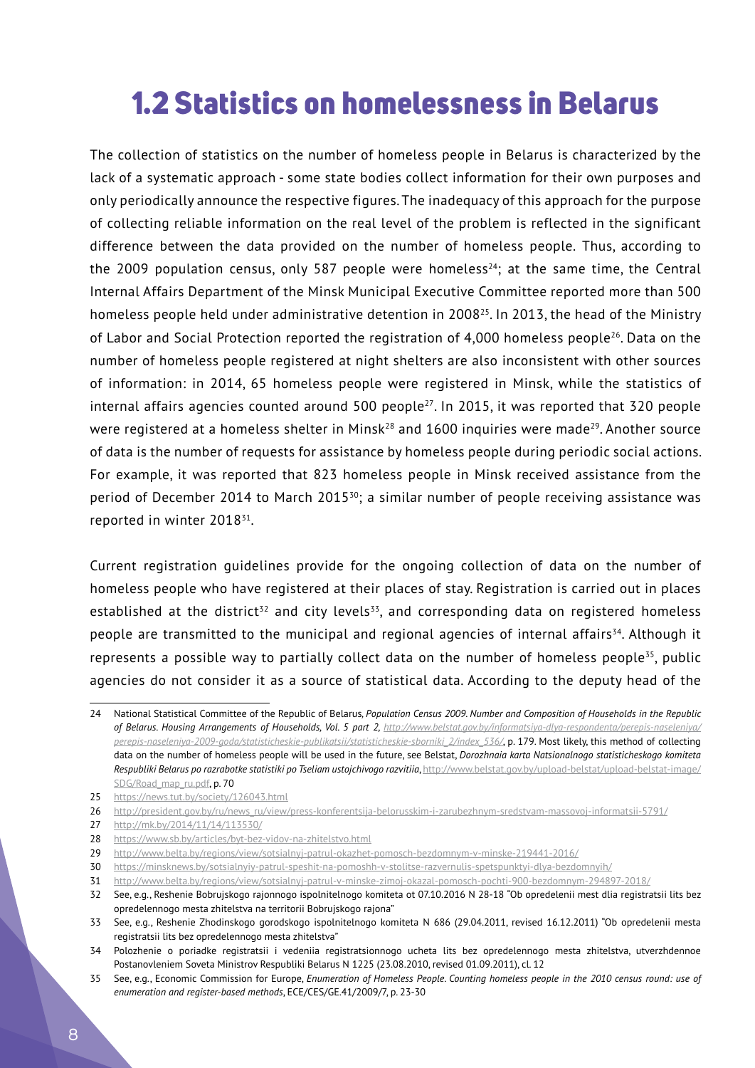# 1.2 Statistics on homelessness in Belarus

The collection of statistics on the number of homeless people in Belarus is characterized by the lack of a systematic approach - some state bodies collect information for their own purposes and only periodically announce the respective figures. The inadequacy of this approach for the purpose of collecting reliable information on the real level of the problem is reflected in the significant difference between the data provided on the number of homeless people. Thus, according to the 2009 population census, only 587 people were homeless[24]; at the same time, the Central Internal Affairs Department of the Minsk Municipal Executive Committee reported more than 500 homeless people held under administrative detention in 2008[25]. In 2013, the head of the Ministry of Labor and Social Protection reported the registration of 4,000 homeless people[26]. Data on the number of homeless people registered at night shelters are also inconsistent with other sources of information: in 2014, 65 homeless people were registered in Minsk, while the statistics of internal affairs agencies counted around 500 people[27]. In 2015, it was reported that 320 people were registered at a homeless shelter in Minsk[28] and 1600 inquiries were made[29]. Another source of data is the number of requests for assistance by homeless people during periodic social actions. For example, it was reported that 823 homeless people in Minsk received assistance from the period of December 2014 to March 2015[30]; a similar number of people receiving assistance was reported in winter 2018[31].

Current registration guidelines provide for the ongoing collection of data on the number of homeless people who have registered at their places of stay. Registration is carried out in places established at the district[32] and city levels[33], and corresponding data on registered homeless people are transmitted to the municipal and regional agencies of internal affairs[34]. Although it represents a possible way to partially collect data on the number of homeless people[35], public agencies do not consider it as a source of statistical data. According to the deputy head of the

---

24 National Statistical Committee of the Republic of Belarus, *Population Census 2009. Number and Composition of Households in the Republic of Belarus. Housing Arrangements of Households, Vol. 5 part 2, http://www.belstat.gov.by/informatsiya-dlya-respondenta/perepis-naseleniya/perepis-naseleniya-2009-goda/statisticheskie-publikatsii/statisticheskie-sborniki_2/index_536/*, p. 179. Most likely, this method of collecting data on the number of homeless people will be used in the future, see Belstat, *Dorozhnaia karta Natsionalnogo statisticheskogo komiteta Respubliki Belarus po razrabotke statistiki po Tseliam ustojchivogo razvitiia*, http://www.belstat.gov.by/upload-belstat/upload-belstat-image/SDG/Road_map_ru.pdf, p. 70

25 https://news.tut.by/society/126043.html

26 http://president.gov.by/ru/news_ru/view/press-konferentsija-belorusskim-i-zarubezhnym-sredstvam-massovoj-informatsii-5791/

27 http://mk.by/2014/11/14/113530/

28 https://www.sb.by/articles/byt-bez-vidov-na-zhitelstvo.html

29 http://www.belta.by/regions/view/sotsialnyj-patrul-okazhet-pomosch-bezdomnym-v-minske-219441-2016/

30 https://minsknews.by/sotsialnyiy-patrul-speshit-na-pomoshh-v-stolitse-razvernulis-spetspunktyi-dlya-bezdomnyih/

31 http://www.belta.by/regions/view/sotsialnyj-patrul-v-minske-zimoj-okazal-pomosch-pochti-900-bezdomnym-294897-2018/

32 See, e.g., Reshenie Bobrujskogo rajonnogo ispolnitelnogo komiteta ot 07.10.2016 N 28-18 "Ob opredelenii mest dlia registratsii lits bez opredelennogo mesta zhitelstva na territorii Bobrujskogo rajona"

33 See, e.g., Reshenie Zhodinskogo gorodskogo ispolnitelnogo komiteta N 686 (29.04.2011, revised 16.12.2011) "Ob opredelenii mesta registratsii lits bez opredelennogo mesta zhitelstva"

34 Polozhenie o poriadke registratsii i vedeniia registratsionnogo ucheta lits bez opredelennogo mesta zhitelstva, utverzhdennoe Postanovleniem Soveta Ministrov Respubliki Belarus N 1225 (23.08.2010, revised 01.09.2011), cl. 12

35 See, e.g., Economic Commission for Europe, *Enumeration of Homeless People. Counting homeless people in the 2010 census round: use of enumeration and register-based methods*, ECE/CES/GE.41/2009/7, p. 23-30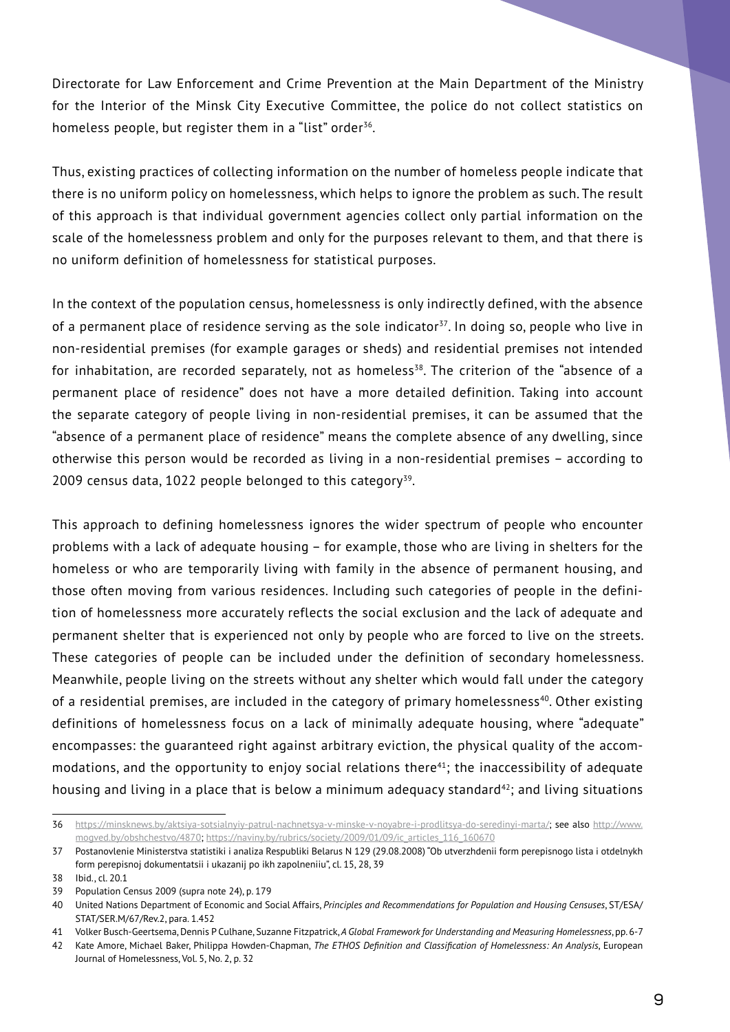Directorate for Law Enforcement and Crime Prevention at the Main Department of the Ministry for the Interior of the Minsk City Executive Committee, the police do not collect statistics on homeless people, but register them in a "list" order[36].

Thus, existing practices of collecting information on the number of homeless people indicate that there is no uniform policy on homelessness, which helps to ignore the problem as such. The result of this approach is that individual government agencies collect only partial information on the scale of the homelessness problem and only for the purposes relevant to them, and that there is no uniform definition of homelessness for statistical purposes.

In the context of the population census, homelessness is only indirectly defined, with the absence of a permanent place of residence serving as the sole indicator[37]. In doing so, people who live in non-residential premises (for example garages or sheds) and residential premises not intended for inhabitation, are recorded separately, not as homeless[38]. The criterion of the "absence of a permanent place of residence" does not have a more detailed definition. Taking into account the separate category of people living in non-residential premises, it can be assumed that the "absence of a permanent place of residence" means the complete absence of any dwelling, since otherwise this person would be recorded as living in a non-residential premises – according to 2009 census data, 1022 people belonged to this category[39].

This approach to defining homelessness ignores the wider spectrum of people who encounter problems with a lack of adequate housing – for example, those who are living in shelters for the homeless or who are temporarily living with family in the absence of permanent housing, and those often moving from various residences. Including such categories of people in the definition of homelessness more accurately reflects the social exclusion and the lack of adequate and permanent shelter that is experienced not only by people who are forced to live on the streets. These categories of people can be included under the definition of secondary homelessness. Meanwhile, people living on the streets without any shelter which would fall under the category of a residential premises, are included in the category of primary homelessness[40]. Other existing definitions of homelessness focus on a lack of minimally adequate housing, where "adequate" encompasses: the guaranteed right against arbitrary eviction, the physical quality of the accommodations, and the opportunity to enjoy social relations there[41]; the inaccessibility of adequate housing and living in a place that is below a minimum adequacy standard[42]; and living situations

---

36 https://minsknews.by/aktsiya-sotsialnyiy-patrul-nachnetsya-v-minske-v-noyabre-i-prodlitsya-do-seredinyi-marta/; see also http://www.mogved.by/obshchestvo/4870; https://naviny.by/rubrics/society/2009/01/09/ic_articles_116_160670

37 Postanovlenie Ministerstva statistiki i analiza Respubliki Belarus N 129 (29.08.2008) "Ob utverzhdenii form perepisnogo lista i otdelnykh form perepisnoj dokumentatsii i ukazanij po ikh zapolneniiu", cl. 15, 28, 39

38 Ibid., cl. 20.1

39 Population Census 2009 (supra note 24), p. 179

40 United Nations Department of Economic and Social Affairs, *Principles and Recommendations for Population and Housing Censuses*, ST/ESA/STAT/SER.M/67/Rev.2, para. 1.452

41 Volker Busch-Geertsema, Dennis P Culhane, Suzanne Fitzpatrick, *A Global Framework for Understanding and Measuring Homelessness*, pp. 6-7

42 Kate Amore, Michael Baker, Philippa Howden-Chapman, *The ETHOS Definition and Classification of Homelessness: An Analysis*, European Journal of Homelessness, Vol. 5, No. 2, p. 32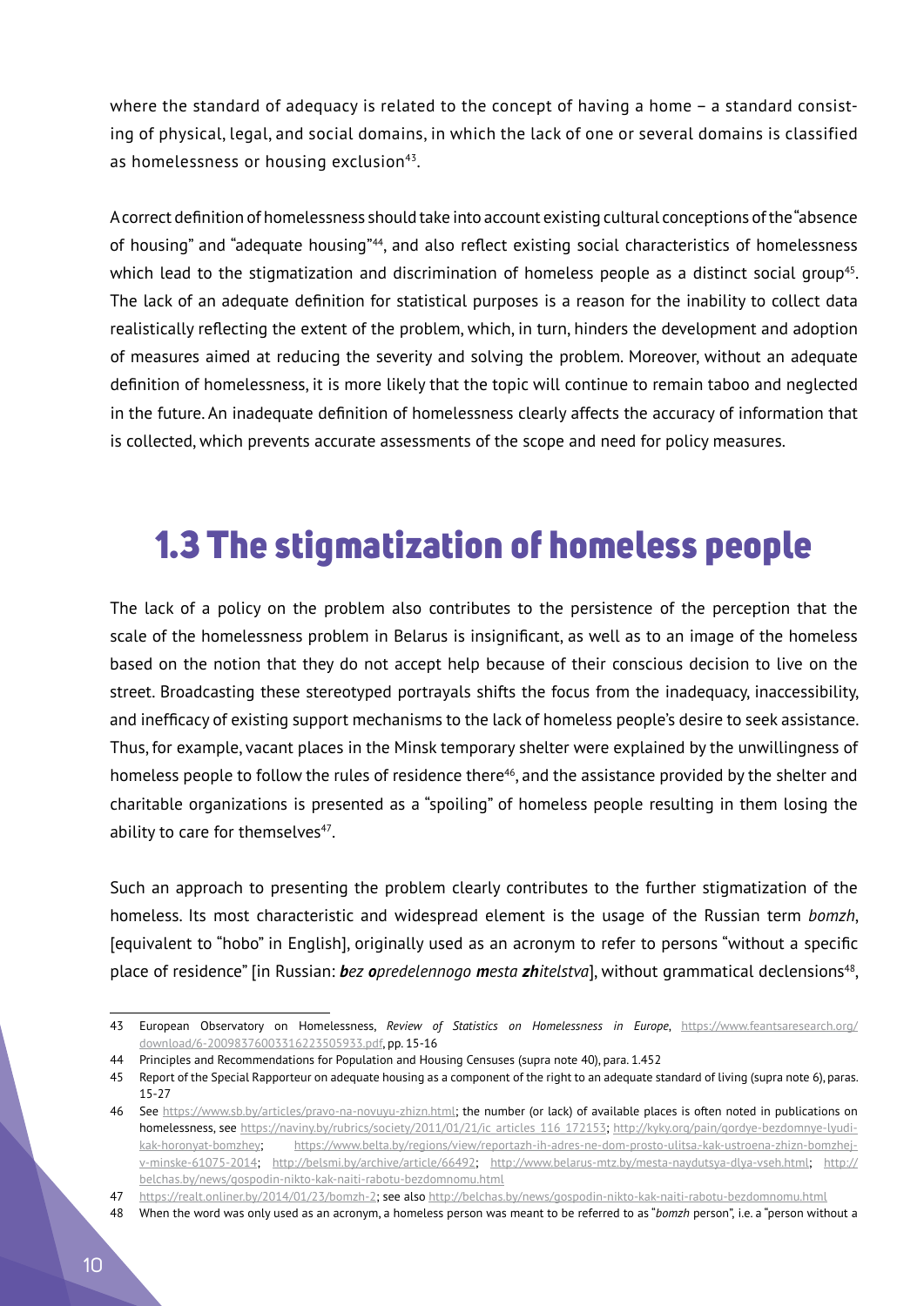where the standard of adequacy is related to the concept of having a home – a standard consisting of physical, legal, and social domains, in which the lack of one or several domains is classified as homelessness or housing exclusion[43].

A correct definition of homelessness should take into account existing cultural conceptions of the "absence of housing" and "adequate housing"[44], and also reflect existing social characteristics of homelessness which lead to the stigmatization and discrimination of homeless people as a distinct social group[45]. The lack of an adequate definition for statistical purposes is a reason for the inability to collect data realistically reflecting the extent of the problem, which, in turn, hinders the development and adoption of measures aimed at reducing the severity and solving the problem. Moreover, without an adequate definition of homelessness, it is more likely that the topic will continue to remain taboo and neglected in the future. An inadequate definition of homelessness clearly affects the accuracy of information that is collected, which prevents accurate assessments of the scope and need for policy measures.

## 1.3 The stigmatization of homeless people

The lack of a policy on the problem also contributes to the persistence of the perception that the scale of the homelessness problem in Belarus is insignificant, as well as to an image of the homeless based on the notion that they do not accept help because of their conscious decision to live on the street. Broadcasting these stereotyped portrayals shifts the focus from the inadequacy, inaccessibility, and inefficacy of existing support mechanisms to the lack of homeless people's desire to seek assistance. Thus, for example, vacant places in the Minsk temporary shelter were explained by the unwillingness of homeless people to follow the rules of residence there[46], and the assistance provided by the shelter and charitable organizations is presented as a "spoiling" of homeless people resulting in them losing the ability to care for themselves[47].

Such an approach to presenting the problem clearly contributes to the further stigmatization of the homeless. Its most characteristic and widespread element is the usage of the Russian term *bomzh*, [equivalent to "hobo" in English], originally used as an acronym to refer to persons "without a specific place of residence" [in Russian: ***b**ez **o**predelennogo **m**esta **zh**itelstva*], without grammatical declensions[48],

---

43 European Observatory on Homelessness, *Review of Statistics on Homelessness in Europe*, https://www.feantsaresearch.org/download/6-20098376003316223505933.pdf, pp. 15-16

44 Principles and Recommendations for Population and Housing Censuses (supra note 40), para. 1.452

45 Report of the Special Rapporteur on adequate housing as a component of the right to an adequate standard of living (supra note 6), paras. 15-27

46 See https://www.sb.by/articles/pravo-na-novuyu-zhizn.html; the number (or lack) of available places is often noted in publications on homelessness, see https://naviny.by/rubrics/society/2011/01/21/ic_articles_116_172153; http://kyky.org/pain/gordye-bezdomnye-lyudi-kak-horonyat-bomzhey; https://www.belta.by/regions/view/reportazh-ih-adres-ne-dom-prosto-ulitsa-kak-ustroena-zhizn-bomzhej-v-minske-61075-2014; http://belsmi.by/archive/article/66492; http://www.belarus-mtz.by/mesta-naydutsya-dlya-vseh.html; http://belchas.by/news/gospodin-nikto-kak-naiti-rabotu-bezdomnomu.html

47 https://realt.onliner.by/2014/01/23/bomzh-2; see also http://belchas.by/news/gospodin-nikto-kak-naiti-rabotu-bezdomnomu.html

48 When the word was only used as an acronym, a homeless person was meant to be referred to as "*bomzh* person", i.e. a "person without a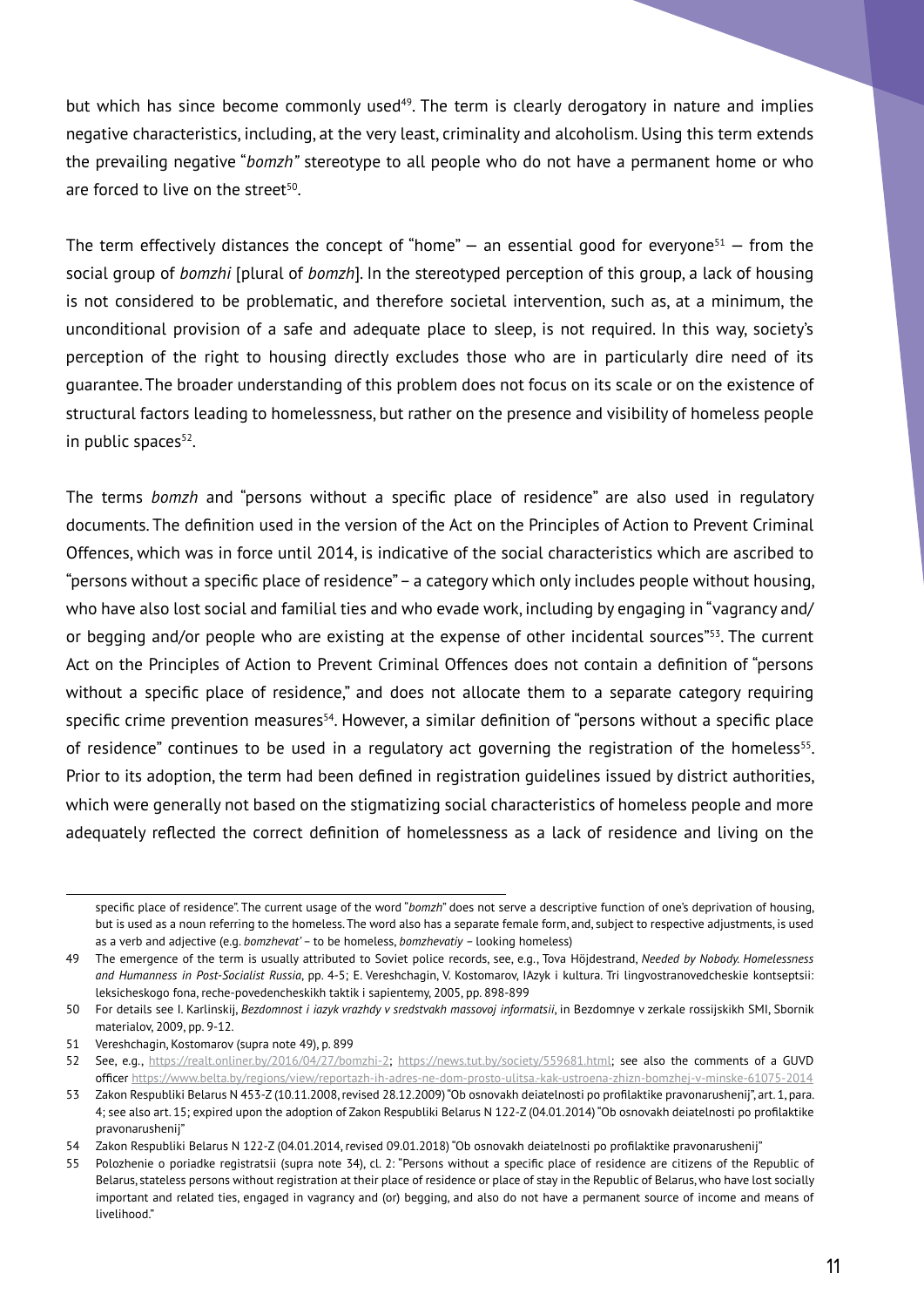but which has since become commonly used[49]. The term is clearly derogatory in nature and implies negative characteristics, including, at the very least, criminality and alcoholism. Using this term extends the prevailing negative "*bomzh"* stereotype to all people who do not have a permanent home or who are forced to live on the street[50].

The term effectively distances the concept of "home" — an essential good for everyone[51] — from the social group of *bomzhi* [plural of *bomzh*]. In the stereotyped perception of this group, a lack of housing is not considered to be problematic, and therefore societal intervention, such as, at a minimum, the unconditional provision of a safe and adequate place to sleep, is not required. In this way, society's perception of the right to housing directly excludes those who are in particularly dire need of its guarantee. The broader understanding of this problem does not focus on its scale or on the existence of structural factors leading to homelessness, but rather on the presence and visibility of homeless people in public spaces[52].

The terms *bomzh* and "persons without a specific place of residence" are also used in regulatory documents. The definition used in the version of the Act on the Principles of Action to Prevent Criminal Offences, which was in force until 2014, is indicative of the social characteristics which are ascribed to "persons without a specific place of residence" – a category which only includes people without housing, who have also lost social and familial ties and who evade work, including by engaging in "vagrancy and/or begging and/or people who are existing at the expense of other incidental sources"[53]. The current Act on the Principles of Action to Prevent Criminal Offences does not contain a definition of "persons without a specific place of residence," and does not allocate them to a separate category requiring specific crime prevention measures[54]. However, a similar definition of "persons without a specific place of residence" continues to be used in a regulatory act governing the registration of the homeless[55]. Prior to its adoption, the term had been defined in registration guidelines issued by district authorities, which were generally not based on the stigmatizing social characteristics of homeless people and more adequately reflected the correct definition of homelessness as a lack of residence and living on the

---

specific place of residence". The current usage of the word "*bomzh*" does not serve a descriptive function of one's deprivation of housing, but is used as a noun referring to the homeless. The word also has a separate female form, and, subject to respective adjustments, is used as a verb and adjective (e.g. *bomzhevat'* – to be homeless, *bomzhevatiy* – looking homeless)

49 The emergence of the term is usually attributed to Soviet police records, see, e.g., Tova Höjdestrand, *Needed by Nobody. Homelessness and Humanness in Post-Socialist Russia*, pp. 4-5; E. Vereshchagin, V. Kostomarov, IAzyk i kultura. Tri lingvostranovedcheskie kontseptsii: leksicheskogo fona, reche-povedencheskikh taktik i sapientemy, 2005, pp. 898-899

50 For details see I. Karlinskij, *Bezdomnost i iazyk vrazhdy v sredstvakh massovoj informatsii*, in Bezdomnye v zerkale rossijskikh SMI, Sbornik materialov, 2009, pp. 9-12.

51 Vereshchagin, Kostomarov (supra note 49), p. 899

52 See, e.g., https://realt.onliner.by/2016/04/27/bomzhi-2; https://news.tut.by/society/559681.html; see also the comments of a GUVD officer https://www.belta.by/regions/view/reportazh-ih-adres-ne-dom-prosto-ulitsa-kak-ustroena-zhizn-bomzhej-v-minske-61075-2014

53 Zakon Respubliki Belarus N 453-Z (10.11.2008, revised 28.12.2009) "Ob osnovakh deiatelnosti po profilaktike pravonarushenij", art. 1, para. 4; see also art. 15; expired upon the adoption of Zakon Respubliki Belarus N 122-Z (04.01.2014) "Ob osnovakh deiatelnosti po profilaktike pravonarushenij"

54 Zakon Respubliki Belarus N 122-Z (04.01.2014, revised 09.01.2018) "Ob osnovakh deiatelnosti po profilaktike pravonarushenij"

55 Polozhenie o poriadke registratsii (supra note 34), cl. 2: "Persons without a specific place of residence are citizens of the Republic of Belarus, stateless persons without registration at their place of residence or place of stay in the Republic of Belarus, who have lost socially important and related ties, engaged in vagrancy and (or) begging, and also do not have a permanent source of income and means of livelihood."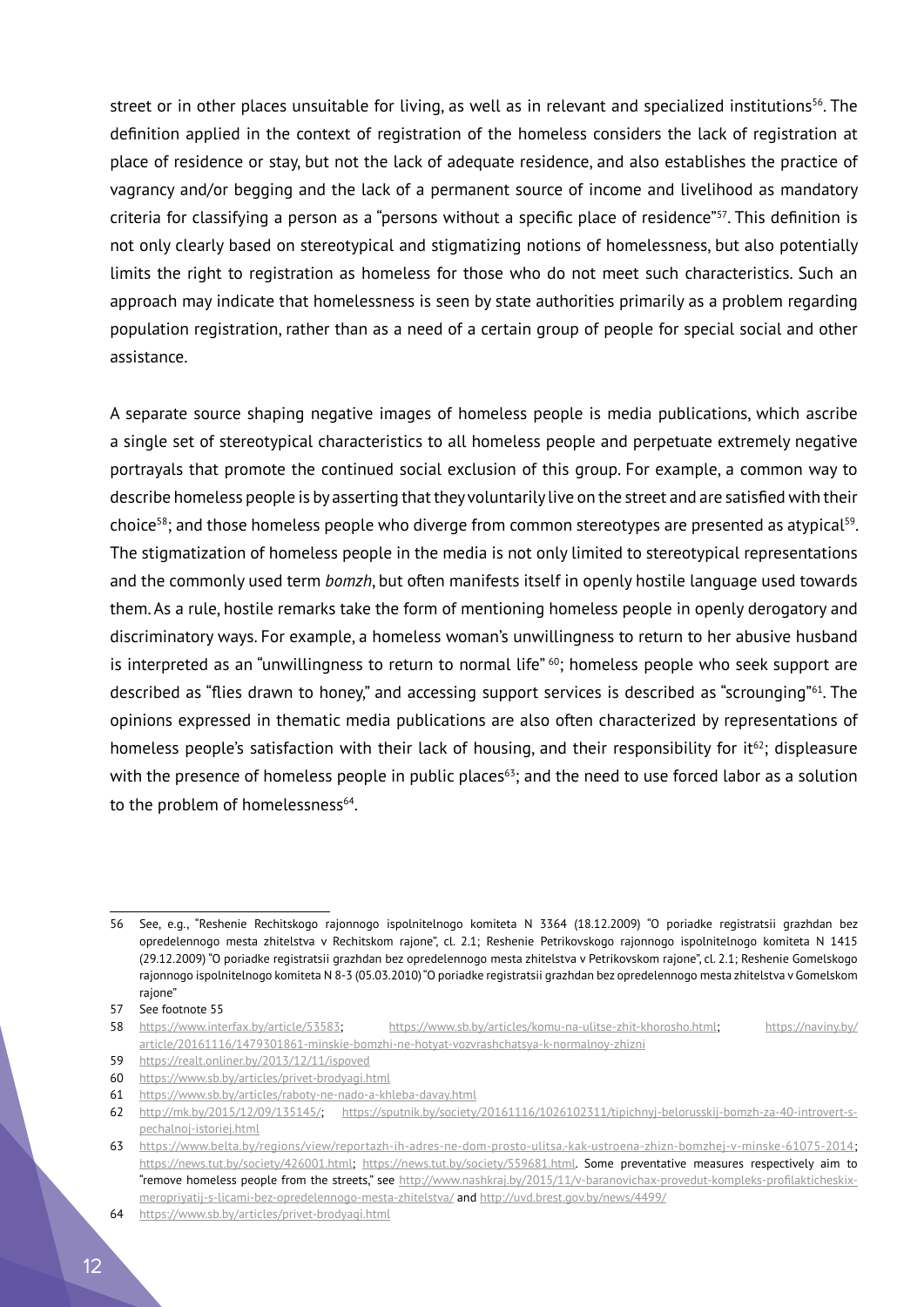street or in other places unsuitable for living, as well as in relevant and specialized institutions[56]. The definition applied in the context of registration of the homeless considers the lack of registration at place of residence or stay, but not the lack of adequate residence, and also establishes the practice of vagrancy and/or begging and the lack of a permanent source of income and livelihood as mandatory criteria for classifying a person as a "persons without a specific place of residence"[57]. This definition is not only clearly based on stereotypical and stigmatizing notions of homelessness, but also potentially limits the right to registration as homeless for those who do not meet such characteristics. Such an approach may indicate that homelessness is seen by state authorities primarily as a problem regarding population registration, rather than as a need of a certain group of people for special social and other assistance.

A separate source shaping negative images of homeless people is media publications, which ascribe a single set of stereotypical characteristics to all homeless people and perpetuate extremely negative portrayals that promote the continued social exclusion of this group. For example, a common way to describe homeless people is by asserting that they voluntarily live on the street and are satisfied with their choice[58]; and those homeless people who diverge from common stereotypes are presented as atypical[59]. The stigmatization of homeless people in the media is not only limited to stereotypical representations and the commonly used term *bomzh*, but often manifests itself in openly hostile language used towards them. As a rule, hostile remarks take the form of mentioning homeless people in openly derogatory and discriminatory ways. For example, a homeless woman's unwillingness to return to her abusive husband is interpreted as an "unwillingness to return to normal life" [60]; homeless people who seek support are described as "flies drawn to honey," and accessing support services is described as "scrounging"[61]. The opinions expressed in thematic media publications are also often characterized by representations of homeless people's satisfaction with their lack of housing, and their responsibility for it[62]; displeasure with the presence of homeless people in public places[63]; and the need to use forced labor as a solution to the problem of homelessness[64].

---

56 See, e.g., "Reshenie Rechitskogo rajonnogo ispolnitelnogo komiteta N 3364 (18.12.2009) "O poriadke registratsii grazhdan bez opredelennogo mesta zhitelstva v Rechitskom rajone", cl. 2.1; Reshenie Petrikovskogo rajonnogo ispolnitelnogo komiteta N 1415 (29.12.2009) "O poriadke registratsii grazhdan bez opredelennogo mesta zhitelstva v Petrikovskom rajone", cl. 2.1; Reshenie Gomelskogo rajonnogo ispolnitelnogo komiteta N 8-3 (05.03.2010) "O poriadke registratsii grazhdan bez opredelennogo mesta zhitelstva v Gomelskom rajone"

57 See footnote 55

58 https://www.interfax.by/article/53583; https://www.sb.by/articles/komu-na-ulitse-zhit-khorosho.html; https://naviny.by/article/20161116/1479301861-minskie-bomzhi-ne-hotyat-vozvrashchatsya-k-normalnoy-zhizni

59 https://realt.onliner.by/2013/12/11/ispoved

60 https://www.sb.by/articles/privet-brodyagi.html

61 https://www.sb.by/articles/raboty-ne-nado-a-khleba-davay.html

62 http://mk.by/2015/12/09/135145/; https://sputnik.by/society/20161116/1026102311/tipichnyj-belorusskij-bomzh-za-40-introvert-s-pechalnoj-istoriej.html

63 https://www.belta.by/regions/view/reportazh-ih-adres-ne-dom-prosto-ulitsa-kak-ustroena-zhizn-bomzhej-v-minske-61075-2014; https://news.tut.by/society/426001.html; https://news.tut.by/society/559681.html. Some preventative measures respectively aim to "remove homeless people from the streets," see http://www.nashkraj.by/2015/11/v-baranovichax-provedut-kompleks-profilakticheskix-meropriyatij-s-licami-bez-opredelennogo-mesta-zhitelstva/ and http://uvd.brest.gov.by/news/4499/

64 https://www.sb.by/articles/privet-brodyagi.html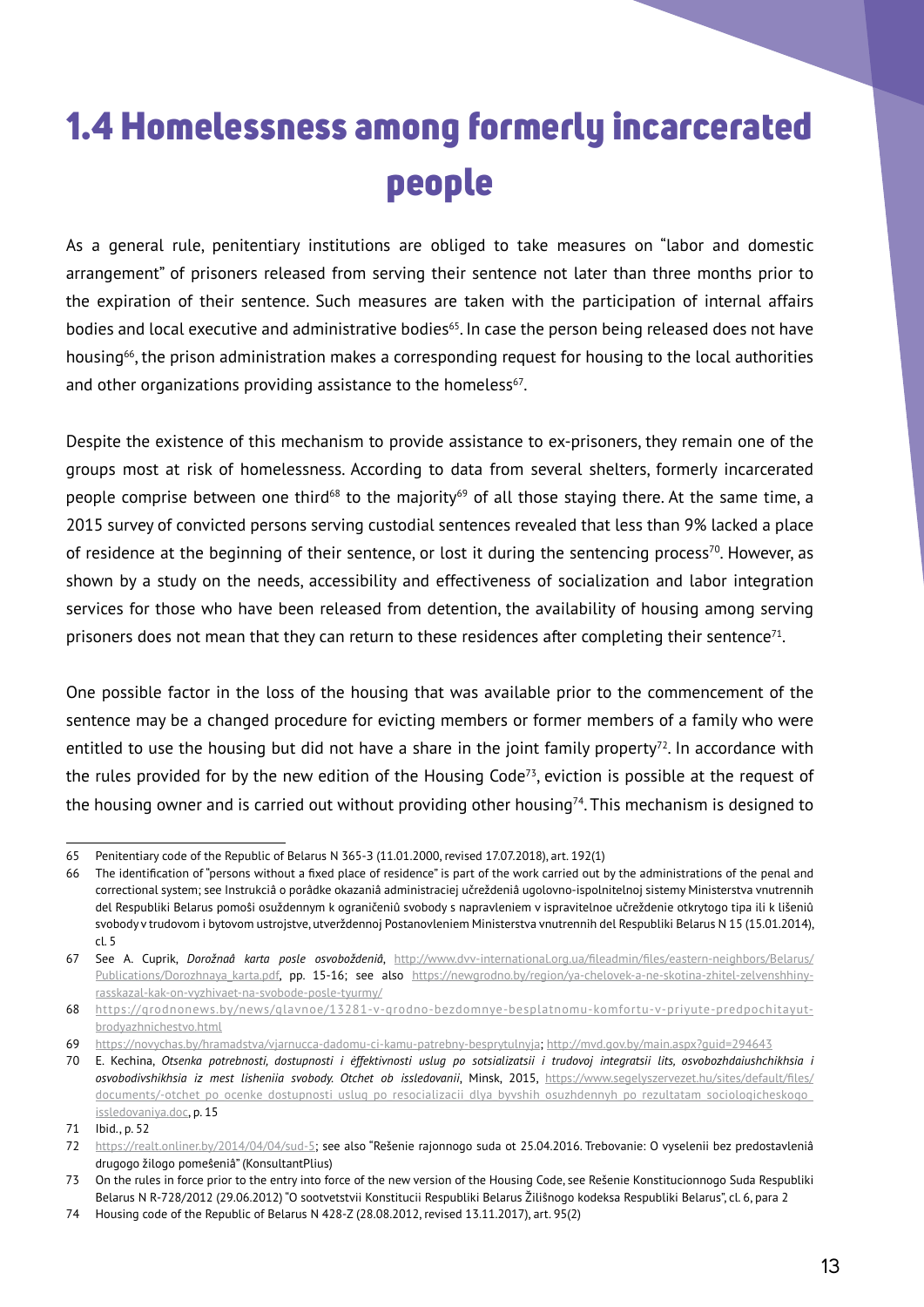# 1.4 Homelessness among formerly incarcerated people

As a general rule, penitentiary institutions are obliged to take measures on "labor and domestic arrangement" of prisoners released from serving their sentence not later than three months prior to the expiration of their sentence. Such measures are taken with the participation of internal affairs bodies and local executive and administrative bodies[65]. In case the person being released does not have housing[66], the prison administration makes a corresponding request for housing to the local authorities and other organizations providing assistance to the homeless[67].

Despite the existence of this mechanism to provide assistance to ex-prisoners, they remain one of the groups most at risk of homelessness. According to data from several shelters, formerly incarcerated people comprise between one third[68] to the majority[69] of all those staying there. At the same time, a 2015 survey of convicted persons serving custodial sentences revealed that less than 9% lacked a place of residence at the beginning of their sentence, or lost it during the sentencing process[70]. However, as shown by a study on the needs, accessibility and effectiveness of socialization and labor integration services for those who have been released from detention, the availability of housing among serving prisoners does not mean that they can return to these residences after completing their sentence[71].

One possible factor in the loss of the housing that was available prior to the commencement of the sentence may be a changed procedure for evicting members or former members of a family who were entitled to use the housing but did not have a share in the joint family property[72]. In accordance with the rules provided for by the new edition of the Housing Code[73], eviction is possible at the request of the housing owner and is carried out without providing other housing[74]. This mechanism is designed to

---

65 Penitentiary code of the Republic of Belarus N 365-3 (11.01.2000, revised 17.07.2018), art. 192(1)

66 The identification of "persons without a fixed place of residence" is part of the work carried out by the administrations of the penal and correctional system; see Instrukciâ o porâdke okazaniâ administraciej učreždeniâ ugolovno-ispolnitelnoj sistemy Ministerstva vnutrennih del Respubliki Belarus pomoŝi osuždennym k ograničeniû svobody s napravleniem v ispravitelnoe učreždenie otkrytogo tipa ili k lišeniû svobody v trudovom i bytovom ustrojstve, utverždennoj Postanovleniem Ministerstva vnutrennih del Respubliki Belarus N 15 (15.01.2014), cl. 5

67 See A. Cuprik, *Dorožnaâ karta posle osvoboždeniâ*, http://www.dvv-international.org.ua/fileadmin/files/eastern-neighbors/Belarus/Publications/Dorozhnaya_karta.pdf, pp. 15-16; see also https://newgrodno.by/region/ya-chelovek-a-ne-skotina-zhitel-zelvenshhiny-rasskazal-kak-on-vyzhivaet-na-svobode-posle-tyurmy/

68 https://grodnonews.by/news/glavnoe/13281-v-grodno-bezdomnye-besplatnomu-komfortu-v-priyute-predpochitayut-brodyazhnichestvo.html

69 https://novychas.by/hramadstva/vjarnucca-dadomu-ci-kamu-patrebny-besprytulnyja; http://mvd.gov.by/main.aspx?guid=294643

70 E. Kechina, *Otsenka potrebnosti, dostupnosti i éffektivnosti uslug po sotsializatsii i trudovoj integratsii lits, osvobozhdaiushchikhsia i osvobodivshikhsia iz mest lisheniia svobody. Otchet ob issledovanii*, Minsk, 2015, https://www.segelyszervezet.hu/sites/default/files/documents/-otchet_po_ocenke_dostupnosti_uslug_po_resocializacii_dlya_byvshih_osuzhdennyh_po_rezultatam_sociologicheskogo_issledovaniya.doc, p. 15

71 Ibid., p. 52

72 https://realt.onliner.by/2014/04/04/sud-5; see also "Rešenie rajonnogo suda ot 25.04.2016. Trebovanie: O vyselenii bez predostavleniâ drugogo žilogo pomeŝeniâ" (KonsultantPlius)

73 On the rules in force prior to the entry into force of the new version of the Housing Code, see Rešenie Konstitucionnogo Suda Respubliki Belarus N R-728/2012 (29.06.2012) "O sootvetstvii Konstitucii Respubliki Belarus Žilišnogo kodeksa Respubliki Belarus", cl. 6, para 2

74 Housing code of the Republic of Belarus N 428-Z (28.08.2012, revised 13.11.2017), art. 95(2)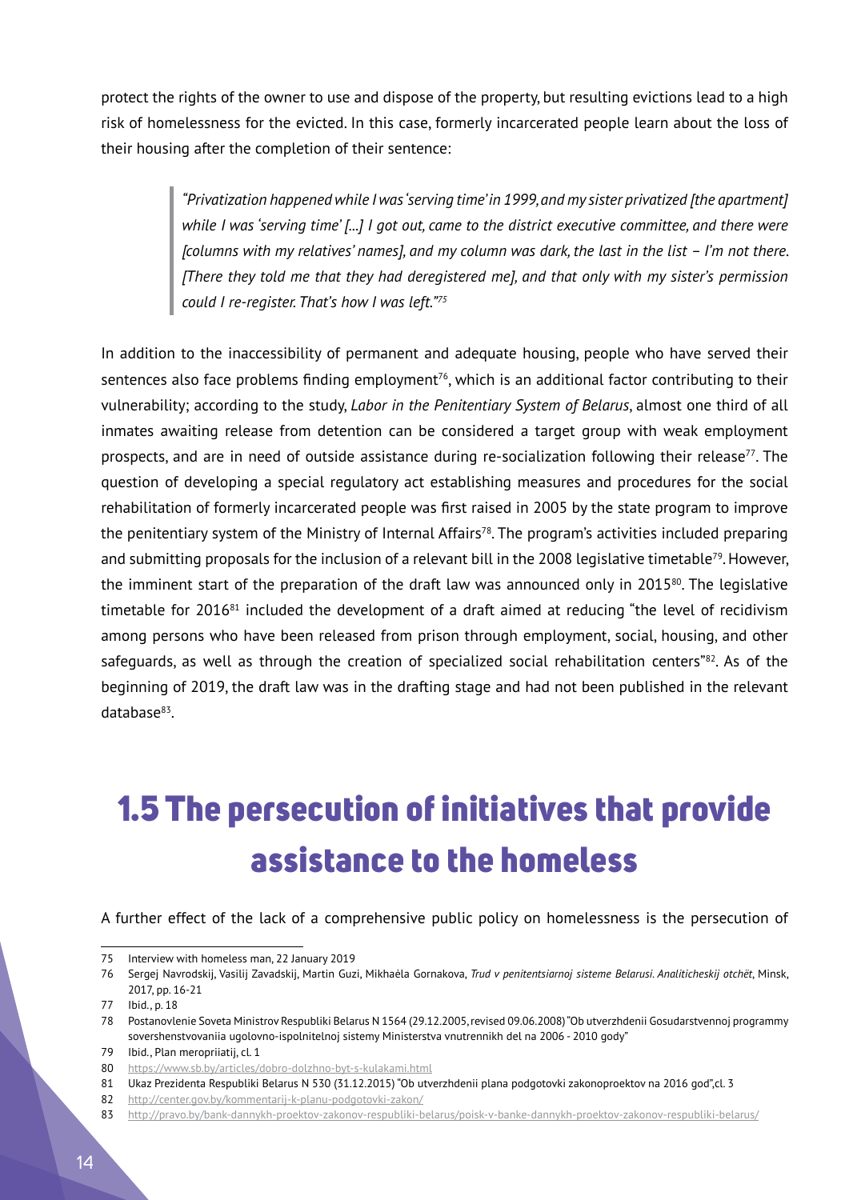protect the rights of the owner to use and dispose of the property, but resulting evictions lead to a high risk of homelessness for the evicted. In this case, formerly incarcerated people learn about the loss of their housing after the completion of their sentence:

> *"Privatization happened while I was 'serving time' in 1999, and my sister privatized [the apartment] while I was 'serving time' [...] I got out, came to the district executive committee, and there were [columns with my relatives' names], and my column was dark, the last in the list – I'm not there. [There they told me that they had deregistered me], and that only with my sister's permission could I re-register. That's how I was left."*[75]

In addition to the inaccessibility of permanent and adequate housing, people who have served their sentences also face problems finding employment[76], which is an additional factor contributing to their vulnerability; according to the study, *Labor in the Penitentiary System of Belarus*, almost one third of all inmates awaiting release from detention can be considered a target group with weak employment prospects, and are in need of outside assistance during re-socialization following their release[77]. The question of developing a special regulatory act establishing measures and procedures for the social rehabilitation of formerly incarcerated people was first raised in 2005 by the state program to improve the penitentiary system of the Ministry of Internal Affairs[78]. The program's activities included preparing and submitting proposals for the inclusion of a relevant bill in the 2008 legislative timetable[79]. However, the imminent start of the preparation of the draft law was announced only in 2015[80]. The legislative timetable for 2016[81] included the development of a draft aimed at reducing "the level of recidivism among persons who have been released from prison through employment, social, housing, and other safeguards, as well as through the creation of specialized social rehabilitation centers"[82]. As of the beginning of 2019, the draft law was in the drafting stage and had not been published in the relevant database[83].

## 1.5 The persecution of initiatives that provide assistance to the homeless

A further effect of the lack of a comprehensive public policy on homelessness is the persecution of

---

75 Interview with homeless man, 22 January 2019

76 Sergej Navrodskij, Vasilij Zavadskij, Martin Guzi, Mikhaėla Gornakova, *Trud v penitentsiarnoj sisteme Belarusi. Analiticheskij otchët*, Minsk, 2017, pp. 16-21

77 Ibid., p. 18

78 Postanovlenie Soveta Ministrov Respubliki Belarus N 1564 (29.12.2005, revised 09.06.2008) "Ob utverzhdenii Gosudarstvennoj programmy sovershenstvovaniia ugolovno-ispolnitelnoj sistemy Ministerstva vnutrennikh del na 2006 - 2010 gody"

79 Ibid., Plan meropriiatij, cl. 1

80 https://www.sb.by/articles/dobro-dolzhno-byt-s-kulakami.html

81 Ukaz Prezidenta Respubliki Belarus N 530 (31.12.2015) "Ob utverzhdenii plana podgotovki zakonoproektov na 2016 god",cl. 3

82 http://center.gov.by/kommentarij-k-planu-podgotovki-zakon/

83 http://pravo.by/bank-dannykh-proektov-zakonov-respubliki-belarus/poisk-v-banke-dannykh-proektov-zakonov-respubliki-belarus/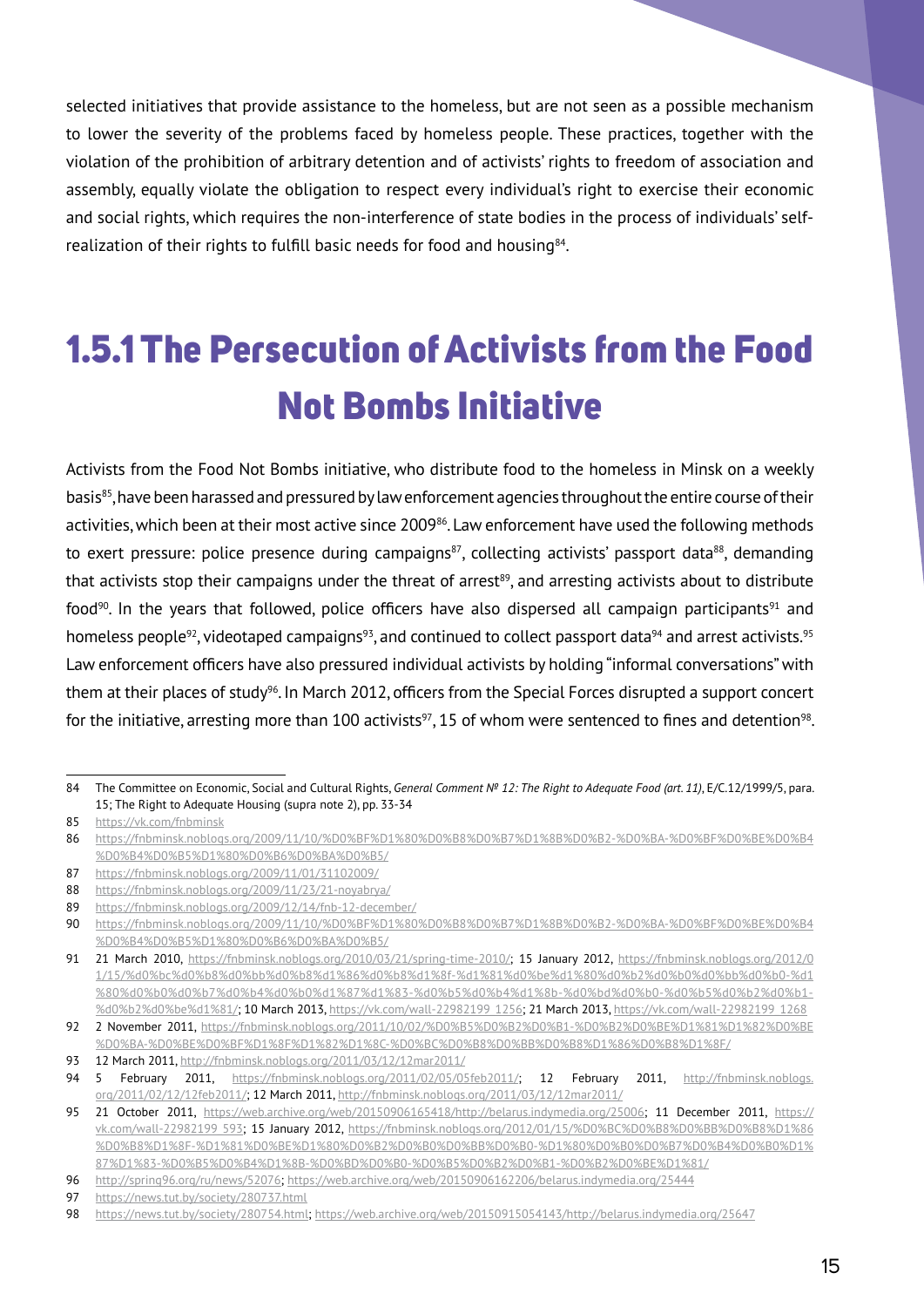selected initiatives that provide assistance to the homeless, but are not seen as a possible mechanism to lower the severity of the problems faced by homeless people. These practices, together with the violation of the prohibition of arbitrary detention and of activists' rights to freedom of association and assembly, equally violate the obligation to respect every individual's right to exercise their economic and social rights, which requires the non-interference of state bodies in the process of individuals' self-realization of their rights to fulfill basic needs for food and housing[84].

### 1.5.1 The Persecution of Activists from the Food Not Bombs Initiative

Activists from the Food Not Bombs initiative, who distribute food to the homeless in Minsk on a weekly basis[85], have been harassed and pressured by law enforcement agencies throughout the entire course of their activities, which been at their most active since 2009[86]. Law enforcement have used the following methods to exert pressure: police presence during campaigns[87], collecting activists' passport data[88], demanding that activists stop their campaigns under the threat of arrest[89], and arresting activists about to distribute food[90]. In the years that followed, police officers have also dispersed all campaign participants[91] and homeless people[92], videotaped campaigns[93], and continued to collect passport data[94] and arrest activists.[95] Law enforcement officers have also pressured individual activists by holding "informal conversations" with them at their places of study[96]. In March 2012, officers from the Special Forces disrupted a support concert for the initiative, arresting more than 100 activists[97], 15 of whom were sentenced to fines and detention[98].

---

84 The Committee on Economic, Social and Cultural Rights, *General Comment № 12: The Right to Adequate Food (art. 11)*, E/C.12/1999/5, para. 15; The Right to Adequate Housing (supra note 2), pp. 33-34

85 https://vk.com/fnbminsk

86 https://fnbminsk.noblogs.org/2009/11/10/%D0%BF%D1%80%D0%B8%D0%B7%D1%8B%D0%B2-%D0%BA-%D0%BF%D0%BE%D0%B4%D0%B4%D0%B5%D1%80%D0%B6%D0%BA%D0%B5/

87 https://fnbminsk.noblogs.org/2009/11/01/31102009/

88 https://fnbminsk.noblogs.org/2009/11/23/21-noyabrya/

89 https://fnbminsk.noblogs.org/2009/12/14/fnb-12-december/

90 https://fnbminsk.noblogs.org/2009/11/10/%D0%BF%D1%80%D0%B8%D0%B7%D1%8B%D0%B2-%D0%BA-%D0%BF%D0%BE%D0%B4%D0%B4%D0%B5%D1%80%D0%B6%D0%BA%D0%B5/

91 21 March 2010, https://fnbminsk.noblogs.org/2010/03/21/spring-time-2010/; 15 January 2012, https://fnbminsk.noblogs.org/2012/01/15/%d0%bc%d0%b8%d0%bb%d0%b8%d1%86%d0%b8%d1%8f-%d1%81%d0%be%d1%80%d0%b2%d0%b0%d0%bb%d0%b0-%d1%80%d0%b0%d0%b7%d0%b4%d0%b0%d1%87%d1%83-%d0%b5%d0%b4%d1%8b-%d0%bd%d0%b0-%d0%b5%d0%b2%d0%b1-%d0%b2%d0%be%d1%81/; 10 March 2013, https://vk.com/wall-22982199_1256; 21 March 2013, https://vk.com/wall-22982199_1268

92 2 November 2011, https://fnbminsk.noblogs.org/2011/10/02/%D0%B5%D0%B2%D0%B1-%D0%B2%D0%BE%D1%81%D1%82%D0%BE%D0%BA-%D0%BE%D0%BF%D1%8F%D1%82%D1%8C-%D0%BC%D0%B8%D0%BB%D0%B8%D1%86%D0%B8%D1%8F/

93 12 March 2011, http://fnbminsk.noblogs.org/2011/03/12/12mar2011/

94 5 February 2011, https://fnbminsk.noblogs.org/2011/02/05/05feb2011/; 12 February 2011, http://fnbminsk.noblogs.org/2011/02/12/12feb2011/; 12 March 2011, http://fnbminsk.noblogs.org/2011/03/12/12mar2011/

95 21 October 2011, https://web.archive.org/web/20150906165418/http://belarus.indymedia.org/25006; 11 December 2011, https://vk.com/wall-22982199_593; 15 January 2012, https://fnbminsk.noblogs.org/2012/01/15/%D0%BC%D0%B8%D0%BB%D0%B8%D1%86%D0%B8%D1%8F-%D1%81%D0%BE%D1%80%D0%B2%D0%B0%D0%BB%D0%B0-%D1%80%D0%B0%D0%B7%D0%B4%D0%B0%D1%87%D1%83-%D0%B5%D0%B4%D1%8B-%D0%BD%D0%B0-%D0%B5%D0%B2%D0%B1-%D0%B2%D0%BE%D1%81/

96 http://spring96.org/ru/news/52076; https://web.archive.org/web/20150906162206/belarus.indymedia.org/25444

97 https://news.tut.by/society/280737.html

98 https://news.tut.by/society/280754.html; https://web.archive.org/web/20150915054143/http://belarus.indymedia.org/25647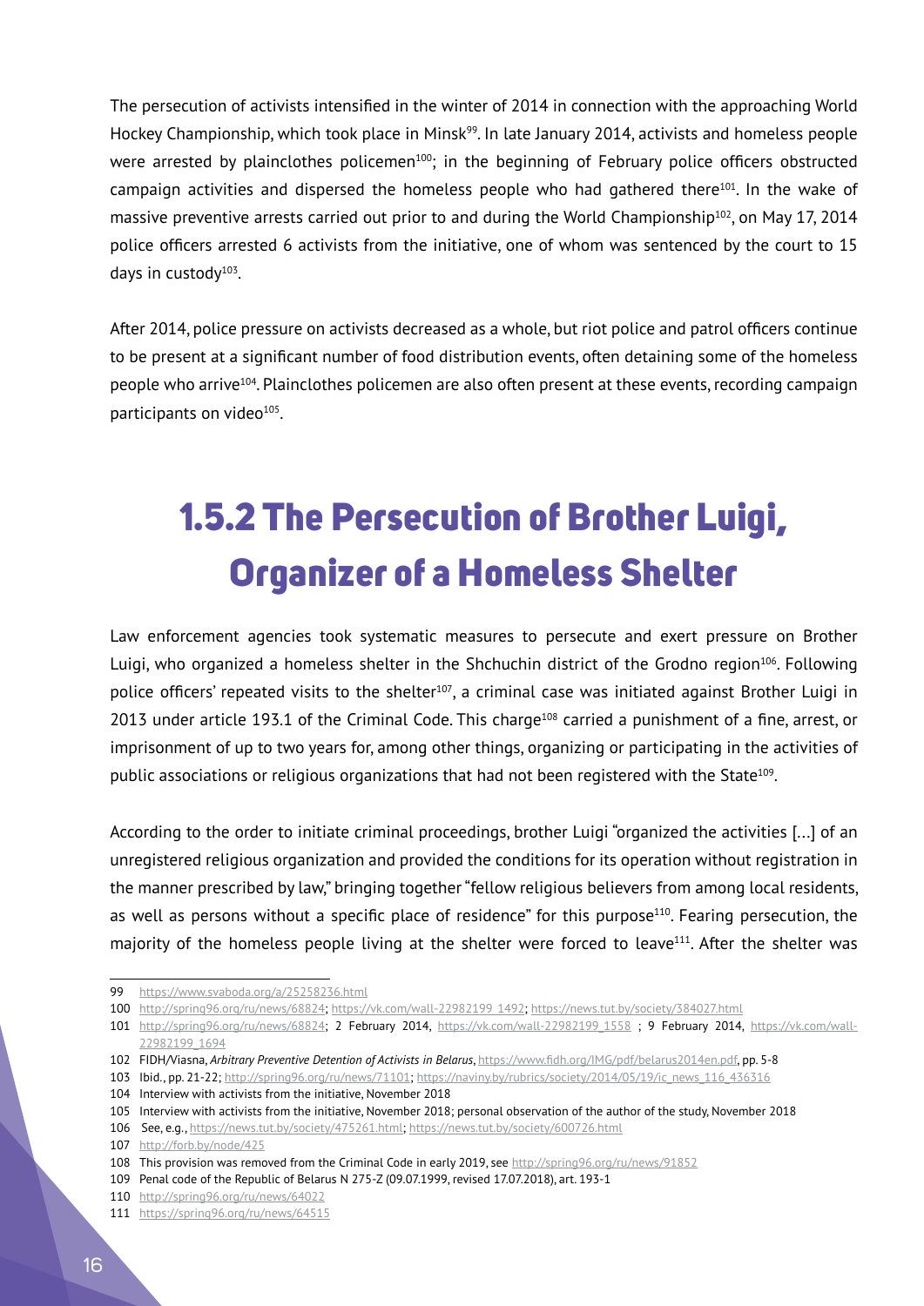The persecution of activists intensified in the winter of 2014 in connection with the approaching World Hockey Championship, which took place in Minsk[99]. In late January 2014, activists and homeless people were arrested by plainclothes policemen[100]; in the beginning of February police officers obstructed campaign activities and dispersed the homeless people who had gathered there[101]. In the wake of massive preventive arrests carried out prior to and during the World Championship[102], on May 17, 2014 police officers arrested 6 activists from the initiative, one of whom was sentenced by the court to 15 days in custody[103].

After 2014, police pressure on activists decreased as a whole, but riot police and patrol officers continue to be present at a significant number of food distribution events, often detaining some of the homeless people who arrive[104]. Plainclothes policemen are also often present at these events, recording campaign participants on video[105].

## 1.5.2 The Persecution of Brother Luigi, Organizer of a Homeless Shelter

Law enforcement agencies took systematic measures to persecute and exert pressure on Brother Luigi, who organized a homeless shelter in the Shchuchin district of the Grodno region[106]. Following police officers' repeated visits to the shelter[107], a criminal case was initiated against Brother Luigi in 2013 under article 193.1 of the Criminal Code. This charge[108] carried a punishment of a fine, arrest, or imprisonment of up to two years for, among other things, organizing or participating in the activities of public associations or religious organizations that had not been registered with the State[109].

According to the order to initiate criminal proceedings, brother Luigi "organized the activities [...] of an unregistered religious organization and provided the conditions for its operation without registration in the manner prescribed by law," bringing together "fellow religious believers from among local residents, as well as persons without a specific place of residence" for this purpose[110]. Fearing persecution, the majority of the homeless people living at the shelter were forced to leave[111]. After the shelter was

---

99 https://www.svaboda.org/a/25258236.html

100 http://spring96.org/ru/news/68824; https://vk.com/wall-22982199_1492; https://news.tut.by/society/384027.html

101 http://spring96.org/ru/news/68824; 2 February 2014, https://vk.com/wall-22982199_1558 ; 9 February 2014, https://vk.com/wall-22982199_1694

102 FIDH/Viasna, *Arbitrary Preventive Detention of Activists in Belarus*, https://www.fidh.org/IMG/pdf/belarus2014en.pdf, pp. 5-8

103 Ibid., pp. 21-22; http://spring96.org/ru/news/71101; https://naviny.by/rubrics/society/2014/05/19/ic_news_116_436316

104 Interview with activists from the initiative, November 2018

105 Interview with activists from the initiative, November 2018; personal observation of the author of the study, November 2018

106 See, e.g., https://news.tut.by/society/475261.html; https://news.tut.by/society/600726.html

107 http://forb.by/node/425

108 This provision was removed from the Criminal Code in early 2019, see http://spring96.org/ru/news/91852

109 Penal code of the Republic of Belarus N 275-Z (09.07.1999, revised 17.07.2018), art. 193-1

110 http://spring96.org/ru/news/64022

111 https://spring96.org/ru/news/64515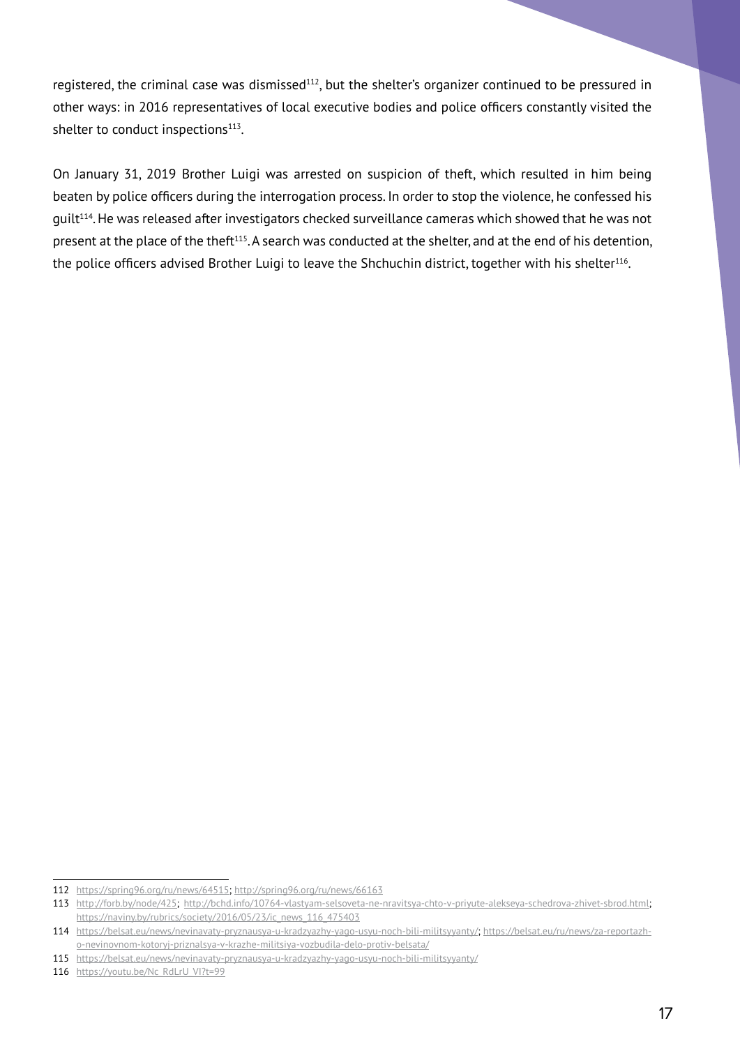registered, the criminal case was dismissed[112], but the shelter's organizer continued to be pressured in other ways: in 2016 representatives of local executive bodies and police officers constantly visited the shelter to conduct inspections[113].

On January 31, 2019 Brother Luigi was arrested on suspicion of theft, which resulted in him being beaten by police officers during the interrogation process. In order to stop the violence, he confessed his guilt[114]. He was released after investigators checked surveillance cameras which showed that he was not present at the place of the theft[115]. A search was conducted at the shelter, and at the end of his detention, the police officers advised Brother Luigi to leave the Shchuchin district, together with his shelter[116].

---

112 https://spring96.org/ru/news/64515; http://spring96.org/ru/news/66163

113 http://forb.by/node/425; http://bchd.info/10764-vlastyam-selsoveta-ne-nravitsya-chto-v-priyute-alekseya-schedrova-zhivet-sbrod.html; https://naviny.by/rubrics/society/2016/05/23/ic_news_116_475403

114 https://belsat.eu/news/nevinavaty-pryznausya-u-kradzyazhy-yago-usyu-noch-bili-militsyyanty/; https://belsat.eu/ru/news/za-reportazh-o-nevinovnom-kotoryj-priznalsya-v-krazhe-militsiya-vozbudila-delo-protiv-belsata/

115 https://belsat.eu/news/nevinavaty-pryznausya-u-kradzyazhy-yago-usyu-noch-bili-militsyyanty/

116 https://youtu.be/Nc_RdLrU_VI?t=99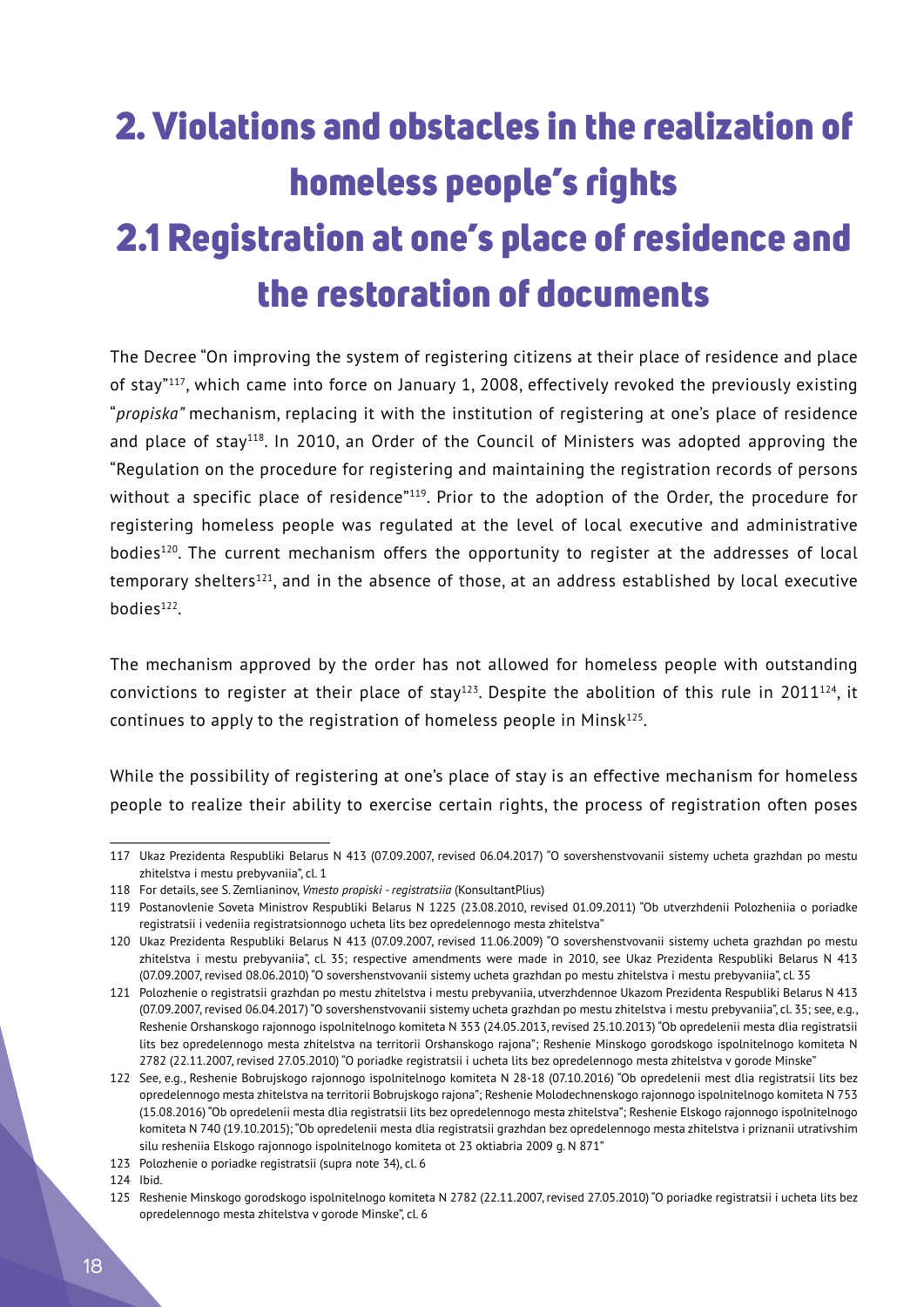# 2. Violations and obstacles in the realization of homeless people's rights

## 2.1 Registration at one's place of residence and the restoration of documents

The Decree "On improving the system of registering citizens at their place of residence and place of stay"[117], which came into force on January 1, 2008, effectively revoked the previously existing "*propiska"* mechanism, replacing it with the institution of registering at one's place of residence and place of stay[118]. In 2010, an Order of the Council of Ministers was adopted approving the "Regulation on the procedure for registering and maintaining the registration records of persons without a specific place of residence"[119]. Prior to the adoption of the Order, the procedure for registering homeless people was regulated at the level of local executive and administrative bodies[120]. The current mechanism offers the opportunity to register at the addresses of local temporary shelters[121], and in the absence of those, at an address established by local executive bodies[122].

The mechanism approved by the order has not allowed for homeless people with outstanding convictions to register at their place of stay[123]. Despite the abolition of this rule in 2011[124], it continues to apply to the registration of homeless people in Minsk[125].

While the possibility of registering at one's place of stay is an effective mechanism for homeless people to realize their ability to exercise certain rights, the process of registration often poses

---

117 Ukaz Prezidenta Respubliki Belarus N 413 (07.09.2007, revised 06.04.2017) "O sovershenstvovanii sistemy ucheta grazhdan po mestu zhitelstva i mestu prebyvaniia", cl. 1

118 For details, see S. Zemlianinov, *Vmesto propiski - registratsiia* (KonsultantPlius)

119 Postanovlenie Soveta Ministrov Respubliki Belarus N 1225 (23.08.2010, revised 01.09.2011) "Ob utverzhdenii Polozheniia o poriadke registratsii i vedeniia registratsionnogo ucheta lits bez opredelennogo mesta zhitelstva"

120 Ukaz Prezidenta Respubliki Belarus N 413 (07.09.2007, revised 11.06.2009) "O sovershenstvovanii sistemy ucheta grazhdan po mestu zhitelstva i mestu prebyvaniia", cl. 35; respective amendments were made in 2010, see Ukaz Prezidenta Respubliki Belarus N 413 (07.09.2007, revised 08.06.2010) "O sovershenstvovanii sistemy ucheta grazhdan po mestu zhitelstva i mestu prebyvaniia", cl. 35

121 Polozhenie o registratsii grazhdan po mestu zhitelstva i mestu prebyvaniia, utverzhdennoe Ukazom Prezidenta Respubliki Belarus N 413 (07.09.2007, revised 06.04.2017) "O sovershenstvovanii sistemy ucheta grazhdan po mestu zhitelstva i mestu prebyvaniia", cl. 35; see, e.g., Reshenie Orshanskogo rajonnogo ispolnitelnogo komiteta N 353 (24.05.2013, revised 25.10.2013) "Ob opredelenii mesta dlia registratsii lits bez opredelennogo mesta zhitelstva na territorii Orshanskogo rajona"; Reshenie Minskogo gorodskogo ispolnitelnogo komiteta N 2782 (22.11.2007, revised 27.05.2010) "O poriadke registratsii i ucheta lits bez opredelennogo mesta zhitelstva v gorode Minske"

122 See, e.g., Reshenie Bobrujskogo rajonnogo ispolnitelnogo komiteta N 28-18 (07.10.2016) "Ob opredelenii mest dlia registratsii lits bez opredelennogo mesta zhitelstva na territorii Bobrujskogo rajona"; Reshenie Molodechnenskogo rajonnogo ispolnitelnogo komiteta N 753 (15.08.2016) "Ob opredelenii mesta dlia registratsii lits bez opredelennogo mesta zhitelstva"; Reshenie Elskogo rajonnogo ispolnitelnogo komiteta N 740 (19.10.2015); "Ob opredelenii mesta dlia registratsii grazhdan bez opredelennogo mesta zhitelstva i priznanii utrativshim silu resheniia Elskogo rajonnogo ispolnitelnogo komiteta ot 23 oktiabria 2009 g. N 871"

123 Polozhenie o poriadke registratsii (supra note 34), cl. 6

124 Ibid.

125 Reshenie Minskogo gorodskogo ispolnitelnogo komiteta N 2782 (22.11.2007, revised 27.05.2010) "O poriadke registratsii i ucheta lits bez opredelennogo mesta zhitelstva v gorode Minske", cl. 6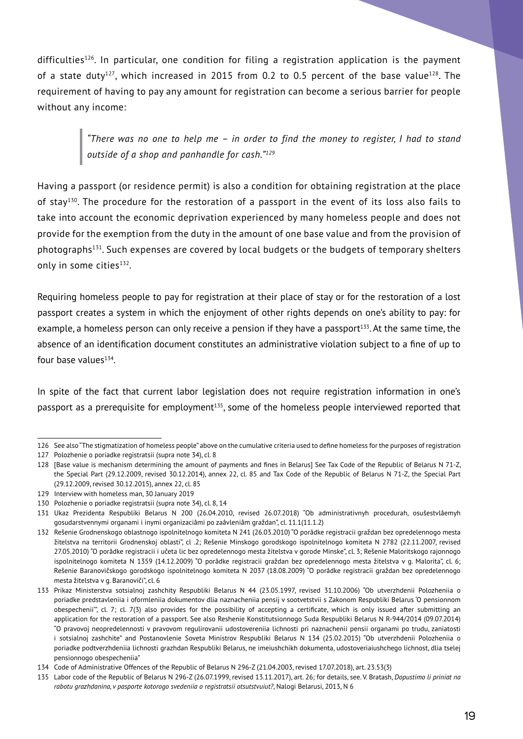difficulties[126]. In particular, one condition for filing a registration application is the payment of a state duty[127], which increased in 2015 from 0.2 to 0.5 percent of the base value[128]. The requirement of having to pay any amount for registration can become a serious barrier for people without any income:

> *"There was no one to help me – in order to find the money to register, I had to stand outside of a shop and panhandle for cash."[129]*

Having a passport (or residence permit) is also a condition for obtaining registration at the place of stay[130]. The procedure for the restoration of a passport in the event of its loss also fails to take into account the economic deprivation experienced by many homeless people and does not provide for the exemption from the duty in the amount of one base value and from the provision of photographs[131]. Such expenses are covered by local budgets or the budgets of temporary shelters only in some cities[132].

Requiring homeless people to pay for registration at their place of stay or for the restoration of a lost passport creates a system in which the enjoyment of other rights depends on one's ability to pay: for example, a homeless person can only receive a pension if they have a passport[133]. At the same time, the absence of an identification document constitutes an administrative violation subject to a fine of up to four base values[134].

In spite of the fact that current labor legislation does not require registration information in one's passport as a prerequisite for employment[135], some of the homeless people interviewed reported that

---

126 See also "The stigmatization of homeless people" above on the cumulative criteria used to define homeless for the purposes of registration

127 Polozhenie o poriadke registratsii (supra note 34), cl. 8

128 [Base value is mechanism determining the amount of payments and fines in Belarus] See Tax Code of the Republic of Belarus N 71-Z, the Special Part (29.12.2009, revised 30.12.2014), annex 22, cl. 85 and Tax Code of the Republic of Belarus N 71-Z, the Special Part (29.12.2009, revised 30.12.2015), annex 22, cl. 85

129 Interview with homeless man, 30 January 2019

130 Polozhenie o poriadke registratsii (supra note 34), cl. 8, 14

131 Ukaz Prezidenta Respubliki Belarus N 200 (26.04.2010, revised 26.07.2018) "Ob administrativnyh procedurah, osušestvlâemyh gosudarstvennymi organami i inymi organizaciâmi po zaâvleniâm graždan", cl. 11.1(11.1.2)

132 Rešenie Grodnenskogo oblastnogo ispolnitelnogo komiteta N 241 (26.03.2010) "O porâdke registracii graždan bez opredelennogo mesta žitelstva na territorii Grodnenskoj oblasti", cl .2; Rešenie Minskogo gorodskogo ispolnitelnogo komiteta N 2782 (22.11.2007, revised 27.05.2010) "O porâdke registracii i učeta lic bez opredelennogo mesta žitelstva v gorode Minske", cl. 3; Rešenie Maloritskogo rajonnogo ispolnitelnogo komiteta N 1359 (14.12.2009) "O porâdke registracii graždan bez opredelennogo mesta žitelstva v g. Malorita", cl. 6; Rešenie Baranovičskogo gorodskogo ispolnitelnogo komiteta N 2037 (18.08.2009) "O porâdke registracii graždan bez opredelennogo mesta žitelstva v g. Baranoviči", cl. 6

133 Prikaz Ministerstva sotsialnoj zashchity Respubliki Belarus N 44 (23.05.1997, revised 31.10.2006) "Ob utverzhdenii Polozheniia o poriadke predstavleniia i oformleniia dokumentov dlia naznacheniia pensij v sootvetstvii s Zakonom Respubliki Belarus 'O pensionnom obespechenii'", cl. 7; cl. 7(3) also provides for the possibility of accepting a certificate, which is only issued after submitting an application for the restoration of a passport. See also Reshenie Konstitutsionnogo Suda Respubliki Belarus N R-944/2014 (09.07.2014) "O pravovoj neopredelennosti v pravovom regulirovanii udostovereniia lichnosti pri naznachenii pensii organami po trudu, zaniatosti i sotsialnoj zashchite" and Postanovlenie Soveta Ministrov Respubliki Belarus N 134 (25.02.2015) "Ob utverzhdenii Polozheniia o poriadke podtverzhdeniia lichnosti grazhdan Respubliki Belarus, ne imeiushchikh dokumenta, udostoveriaiushchego lichnost, dlia tselej pensionnogo obespecheniia"

134 Code of Administrative Offences of the Republic of Belarus N 296-Z (21.04.2003, revised 17.07.2018), art. 23.53(3)

135 Labor code of the Republic of Belarus N 296-Z (26.07.1999, revised 13.11.2017), art. 26; for details, see. V. Bratash, *Dopustimo li priniat na rabotu grazhdanina, v pasporte kotorogo svedeniia o registratsii otsutstvuiut?*, Nalogi Belarusi, 2013, N 6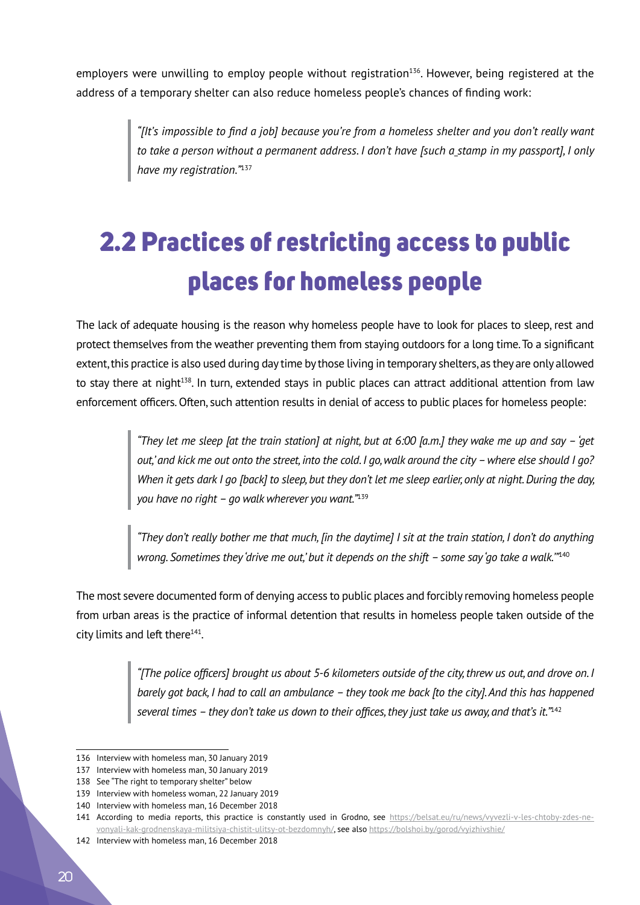employers were unwilling to employ people without registration[136]. However, being registered at the address of a temporary shelter can also reduce homeless people's chances of finding work:

> *"[It's impossible to find a job] because you're from a homeless shelter and you don't really want to take a person without a permanent address. I don't have [such a stamp in my passport], I only have my registration."*[137]

## 2.2 Practices of restricting access to public places for homeless people

The lack of adequate housing is the reason why homeless people have to look for places to sleep, rest and protect themselves from the weather preventing them from staying outdoors for a long time. To a significant extent, this practice is also used during day time by those living in temporary shelters, as they are only allowed to stay there at night[138]. In turn, extended stays in public places can attract additional attention from law enforcement officers. Often, such attention results in denial of access to public places for homeless people:

> *"They let me sleep [at the train station] at night, but at 6:00 [a.m.] they wake me up and say – 'get out,' and kick me out onto the street, into the cold. I go, walk around the city – where else should I go? When it gets dark I go [back] to sleep, but they don't let me sleep earlier, only at night. During the day, you have no right – go walk wherever you want."*[139]

> *"They don't really bother me that much, [in the daytime] I sit at the train station, I don't do anything wrong. Sometimes they 'drive me out,' but it depends on the shift – some say 'go take a walk.'"*[140]

The most severe documented form of denying access to public places and forcibly removing homeless people from urban areas is the practice of informal detention that results in homeless people taken outside of the city limits and left there[141].

> *"[The police officers] brought us about 5-6 kilometers outside of the city, threw us out, and drove on. I barely got back, I had to call an ambulance – they took me back [to the city]. And this has happened several times – they don't take us down to their offices, they just take us away, and that's it."*[142]

---

136 Interview with homeless man, 30 January 2019

137 Interview with homeless man, 30 January 2019

138 See "The right to temporary shelter" below

139 Interview with homeless woman, 22 January 2019

140 Interview with homeless man, 16 December 2018

141 According to media reports, this practice is constantly used in Grodno, see https://belsat.eu/ru/news/vyvezli-v-les-chtoby-zdes-ne-vonyali-kak-grodnenskaya-militsiya-chistit-ulitsy-ot-bezdomnyh/, see also https://bolshoi.by/gorod/vyizhivshie/

142 Interview with homeless man, 16 December 2018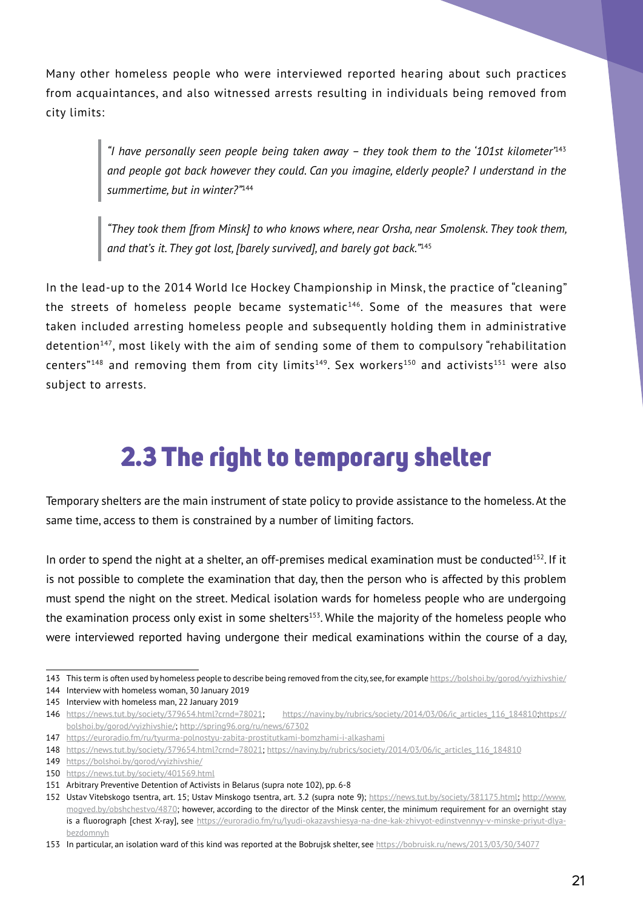Many other homeless people who were interviewed reported hearing about such practices from acquaintances, and also witnessed arrests resulting in individuals being removed from city limits:

> *"I have personally seen people being taken away – they took them to the '101st kilometer'*[143] *and people got back however they could. Can you imagine, elderly people? I understand in the summertime, but in winter?"*[144]

> *"They took them [from Minsk] to who knows where, near Orsha, near Smolensk. They took them, and that's it. They got lost, [barely survived], and barely got back."*[145]

In the lead-up to the 2014 World Ice Hockey Championship in Minsk, the practice of "cleaning" the streets of homeless people became systematic[146]. Some of the measures that were taken included arresting homeless people and subsequently holding them in administrative detention[147], most likely with the aim of sending some of them to compulsory "rehabilitation centers"[148] and removing them from city limits[149]. Sex workers[150] and activists[151] were also subject to arrests.

## 2.3 The right to temporary shelter

Temporary shelters are the main instrument of state policy to provide assistance to the homeless. At the same time, access to them is constrained by a number of limiting factors.

In order to spend the night at a shelter, an off-premises medical examination must be conducted[152]. If it is not possible to complete the examination that day, then the person who is affected by this problem must spend the night on the street. Medical isolation wards for homeless people who are undergoing the examination process only exist in some shelters[153]. While the majority of the homeless people who were interviewed reported having undergone their medical examinations within the course of a day,

---

143 This term is often used by homeless people to describe being removed from the city, see, for example https://bolshoi.by/gorod/vyizhivshie/

144 Interview with homeless woman, 30 January 2019

145 Interview with homeless man, 22 January 2019

146 https://news.tut.by/society/379654.html?crnd=78021; https://naviny.by/rubrics/society/2014/03/06/ic_articles_116_184810;https://bolshoi.by/gorod/vyizhivshie/; http://spring96.org/ru/news/67302

147 https://euroradio.fm/ru/tyurma-polnostyu-zabita-prostitutkami-bomzhami-i-alkashami

148 https://news.tut.by/society/379654.html?crnd=78021; https://naviny.by/rubrics/society/2014/03/06/ic_articles_116_184810

149 https://bolshoi.by/gorod/vyizhivshie/

150 https://news.tut.by/society/401569.html

151 Arbitrary Preventive Detention of Activists in Belarus (supra note 102), pp. 6-8

152 Ustav Vitebskogo tsentra, art. 15; Ustav Minskogo tsentra, art. 3.2 (supra note 9); https://news.tut.by/society/381175.html; http://www.mogved.by/obshchestvo/4870; however, according to the director of the Minsk center, the minimum requirement for an overnight stay is a fluorograph [chest X-ray], see https://euroradio.fm/ru/lyudi-okazavshiesya-na-dne-kak-zhivyot-edinstvennyy-v-minske-priyut-dlya-bezdomnyh

153 In particular, an isolation ward of this kind was reported at the Bobrujsk shelter, see https://bobruisk.ru/news/2013/03/30/34077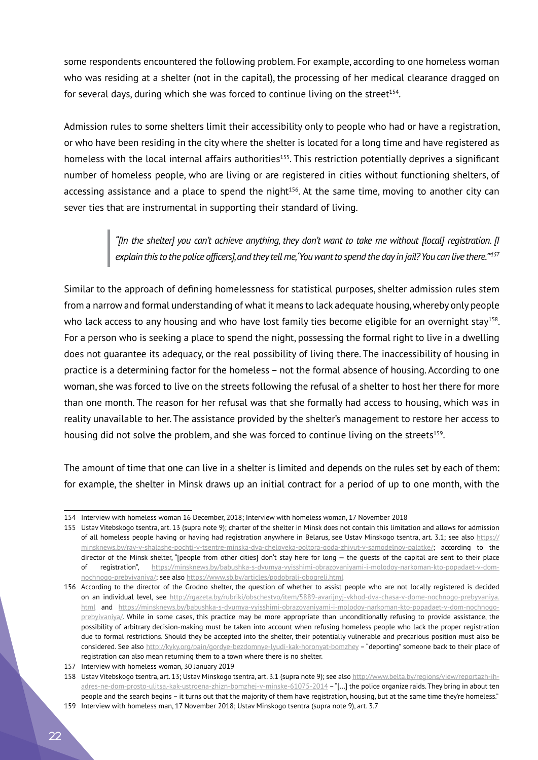some respondents encountered the following problem. For example, according to one homeless woman who was residing at a shelter (not in the capital), the processing of her medical clearance dragged on for several days, during which she was forced to continue living on the street[154].

Admission rules to some shelters limit their accessibility only to people who had or have a registration, or who have been residing in the city where the shelter is located for a long time and have registered as homeless with the local internal affairs authorities[155]. This restriction potentially deprives a significant number of homeless people, who are living or are registered in cities without functioning shelters, of accessing assistance and a place to spend the night[156]. At the same time, moving to another city can sever ties that are instrumental in supporting their standard of living.

> *"[In the shelter] you can't achieve anything, they don't want to take me without [local] registration. [I explain this to the police officers], and they tell me, 'You want to spend the day in jail? You can live there.'"*[157]

Similar to the approach of defining homelessness for statistical purposes, shelter admission rules stem from a narrow and formal understanding of what it means to lack adequate housing, whereby only people who lack access to any housing and who have lost family ties become eligible for an overnight stay[158]. For a person who is seeking a place to spend the night, possessing the formal right to live in a dwelling does not guarantee its adequacy, or the real possibility of living there. The inaccessibility of housing in practice is a determining factor for the homeless – not the formal absence of housing. According to one woman, she was forced to live on the streets following the refusal of a shelter to host her there for more than one month. The reason for her refusal was that she formally had access to housing, which was in reality unavailable to her. The assistance provided by the shelter's management to restore her access to housing did not solve the problem, and she was forced to continue living on the streets[159].

The amount of time that one can live in a shelter is limited and depends on the rules set by each of them: for example, the shelter in Minsk draws up an initial contract for a period of up to one month, with the

---

154 Interview with homeless woman 16 December, 2018; Interview with homeless woman, 17 November 2018

155 Ustav Vitebskogo tsentra, art. 13 (supra note 9); charter of the shelter in Minsk does not contain this limitation and allows for admission of all homeless people having or having had registration anywhere in Belarus, see Ustav Minskogo tsentra, art. 3.1; see also https://minsknews.by/ray-v-shalashe-pochti-v-tsentre-minska-dva-cheloveka-poltora-goda-zhivut-v-samodelnoy-palatke/; according to the director of the Minsk shelter, "[people from other cities] don't stay here for long — the guests of the capital are sent to their place of registration", https://minsknews.by/babushka-s-dvumya-vyisshimi-obrazovaniyami-i-molodoy-narkoman-kto-popadaet-v-dom-nochnogo-prebyivaniya/; see also https://www.sb.by/articles/podobrali-obogreli.html

156 According to the director of the Grodno shelter, the question of whether to assist people who are not locally registered is decided on an individual level, see http://rgazeta.by/rubriki/obschestvo/item/5889-avarijnyj-vkhod-dva-chasa-v-dome-nochnogo-prebyvaniya.html and https://minsknews.by/babushka-s-dvumya-vyisshimi-obrazovaniyami-i-molodoy-narkoman-kto-popadaet-v-dom-nochnogo-prebyivaniya/. While in some cases, this practice may be more appropriate than unconditionally refusing to provide assistance, the possibility of arbitrary decision-making must be taken into account when refusing homeless people who lack the proper registration due to formal restrictions. Should they be accepted into the shelter, their potentially vulnerable and precarious position must also be considered. See also http://kyky.org/pain/gordye-bezdomnye-lyudi-kak-horonyat-bomzhey – "deporting" someone back to their place of registration can also mean returning them to a town where there is no shelter.

157 Interview with homeless woman, 30 January 2019

158 Ustav Vitebskogo tsentra, art. 13; Ustav Minskogo tsentra, art. 3.1 (supra note 9); see also http://www.belta.by/regions/view/reportazh-ih-adres-ne-dom-prosto-ulitsa-kak-ustroena-zhizn-bomzhej-v-minske-61075-2014 – "[…] the police organize raids. They bring in about ten people and the search begins – it turns out that the majority of them have registration, housing, but at the same time they're homeless."

159 Interview with homeless man, 17 November 2018; Ustav Minskogo tsentra (supra note 9), art. 3.7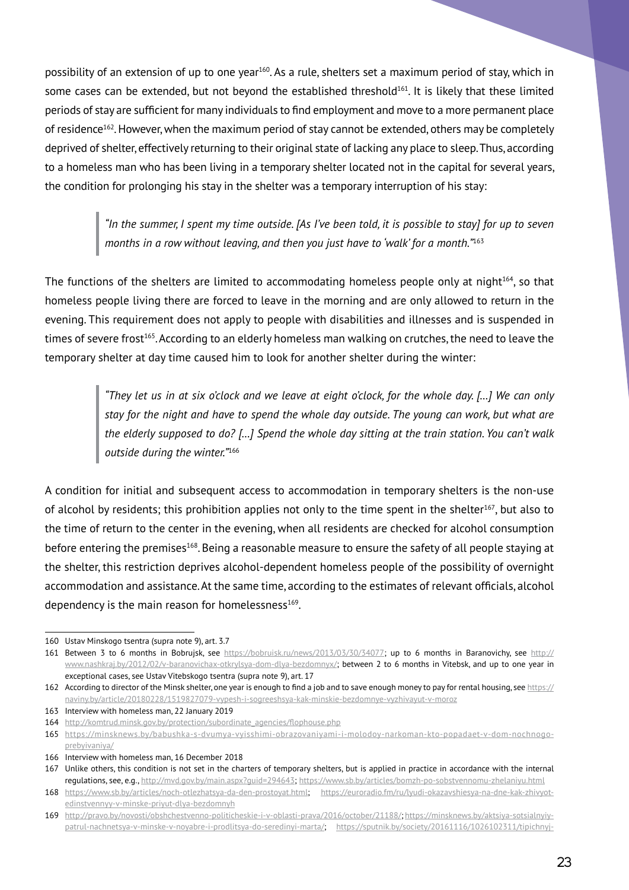possibility of an extension of up to one year[160]. As a rule, shelters set a maximum period of stay, which in some cases can be extended, but not beyond the established threshold[161]. It is likely that these limited periods of stay are sufficient for many individuals to find employment and move to a more permanent place of residence[162]. However, when the maximum period of stay cannot be extended, others may be completely deprived of shelter, effectively returning to their original state of lacking any place to sleep. Thus, according to a homeless man who has been living in a temporary shelter located not in the capital for several years, the condition for prolonging his stay in the shelter was a temporary interruption of his stay:

> *"In the summer, I spent my time outside. [As I've been told, it is possible to stay] for up to seven months in a row without leaving, and then you just have to 'walk' for a month."*[163]

The functions of the shelters are limited to accommodating homeless people only at night[164], so that homeless people living there are forced to leave in the morning and are only allowed to return in the evening. This requirement does not apply to people with disabilities and illnesses and is suspended in times of severe frost[165]. According to an elderly homeless man walking on crutches, the need to leave the temporary shelter at day time caused him to look for another shelter during the winter:

> *"They let us in at six o'clock and we leave at eight o'clock, for the whole day. […] We can only stay for the night and have to spend the whole day outside. The young can work, but what are the elderly supposed to do? […] Spend the whole day sitting at the train station. You can't walk outside during the winter."*[166]

A condition for initial and subsequent access to accommodation in temporary shelters is the non-use of alcohol by residents; this prohibition applies not only to the time spent in the shelter[167], but also to the time of return to the center in the evening, when all residents are checked for alcohol consumption before entering the premises[168]. Being a reasonable measure to ensure the safety of all people staying at the shelter, this restriction deprives alcohol-dependent homeless people of the possibility of overnight accommodation and assistance. At the same time, according to the estimates of relevant officials, alcohol dependency is the main reason for homelessness[169].

---

160 Ustav Minskogo tsentra (supra note 9), art. 3.7

161 Between 3 to 6 months in Bobrujsk, see https://bobruisk.ru/news/2013/03/30/34077; up to 6 months in Baranovichy, see http://www.nashkraj.by/2012/02/v-baranovichax-otkrylsya-dom-dlya-bezdomnyx/; between 2 to 6 months in Vitebsk, and up to one year in exceptional cases, see Ustav Vitebskogo tsentra (supra note 9), art. 17

162 According to director of the Minsk shelter, one year is enough to find a job and to save enough money to pay for rental housing, see https://naviny.by/article/20180228/1519827079-vypesh-i-sogreeshsya-kak-minskie-bezdomnye-vyzhivayut-v-moroz

163 Interview with homeless man, 22 January 2019

164 http://komtrud.minsk.gov.by/protection/subordinate_agencies/flophouse.php

165 https://minsknews.by/babushka-s-dvumya-vyisshimi-obrazovaniyami-i-molodoy-narkoman-kto-popadaet-v-dom-nochnogo-prebyivaniya/

166 Interview with homeless man, 16 December 2018

167 Unlike others, this condition is not set in the charters of temporary shelters, but is applied in practice in accordance with the internal regulations, see, e.g., http://mvd.gov.by/main.aspx?guid=294643; https://www.sb.by/articles/bomzh-po-sobstvennomu-zhelaniyu.html

168 https://www.sb.by/articles/noch-otlezhatsya-da-den-prostoyat.html; https://euroradio.fm/ru/lyudi-okazavshiesya-na-dne-kak-zhivyot-edinstvennyy-v-minske-priyut-dlya-bezdomnyh

169 http://pravo.by/novosti/obshchestvenno-politicheskie-i-v-oblasti-prava/2016/october/21188/; https://minsknews.by/aktsiya-sotsialnyiy-patrul-nachnetsya-v-minske-v-noyabre-i-prodlitsya-do-seredinyi-marta/; https://sputnik.by/society/20161116/1026102311/tipichnyj-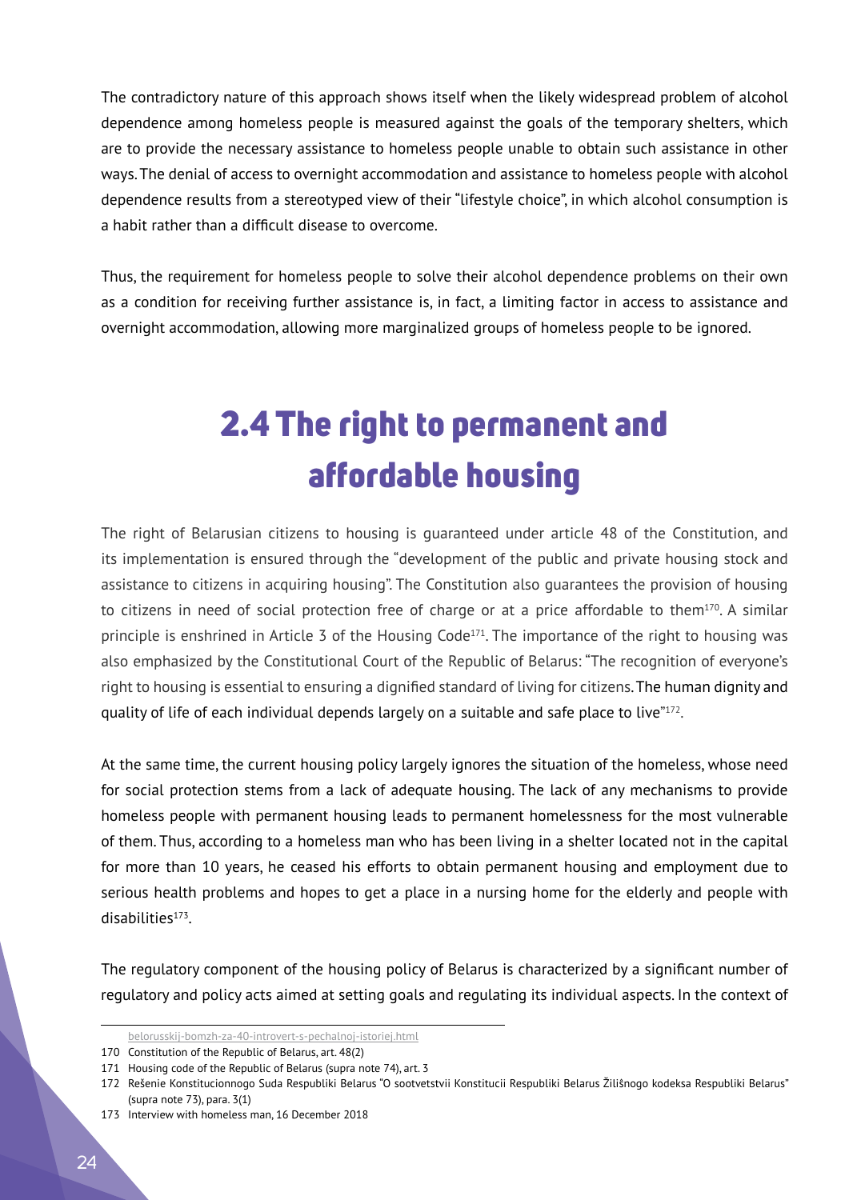The contradictory nature of this approach shows itself when the likely widespread problem of alcohol dependence among homeless people is measured against the goals of the temporary shelters, which are to provide the necessary assistance to homeless people unable to obtain such assistance in other ways. The denial of access to overnight accommodation and assistance to homeless people with alcohol dependence results from a stereotyped view of their "lifestyle choice", in which alcohol consumption is a habit rather than a difficult disease to overcome.

Thus, the requirement for homeless people to solve their alcohol dependence problems on their own as a condition for receiving further assistance is, in fact, a limiting factor in access to assistance and overnight accommodation, allowing more marginalized groups of homeless people to be ignored.

## 2.4 The right to permanent and affordable housing

The right of Belarusian citizens to housing is guaranteed under article 48 of the Constitution, and its implementation is ensured through the "development of the public and private housing stock and assistance to citizens in acquiring housing". The Constitution also guarantees the provision of housing to citizens in need of social protection free of charge or at a price affordable to them[170]. A similar principle is enshrined in Article 3 of the Housing Code[171]. The importance of the right to housing was also emphasized by the Constitutional Court of the Republic of Belarus: "The recognition of everyone's right to housing is essential to ensuring a dignified standard of living for citizens. The human dignity and quality of life of each individual depends largely on a suitable and safe place to live"[172].

At the same time, the current housing policy largely ignores the situation of the homeless, whose need for social protection stems from a lack of adequate housing. The lack of any mechanisms to provide homeless people with permanent housing leads to permanent homelessness for the most vulnerable of them. Thus, according to a homeless man who has been living in a shelter located not in the capital for more than 10 years, he ceased his efforts to obtain permanent housing and employment due to serious health problems and hopes to get a place in a nursing home for the elderly and people with disabilities[173].

The regulatory component of the housing policy of Belarus is characterized by a significant number of regulatory and policy acts aimed at setting goals and regulating its individual aspects. In the context of

---

belorusskij-bomzh-za-40-introvert-s-pechalnoj-istoriej.html

170 Constitution of the Republic of Belarus, art. 48(2)

171 Housing code of the Republic of Belarus (supra note 74), art. 3

172 Rešenie Konstitucionnogo Suda Respubliki Belarus "O sootvetstvii Konstitucii Respubliki Belarus Žilišnogo kodeksa Respubliki Belarus" (supra note 73), para. 3(1)

173 Interview with homeless man, 16 December 2018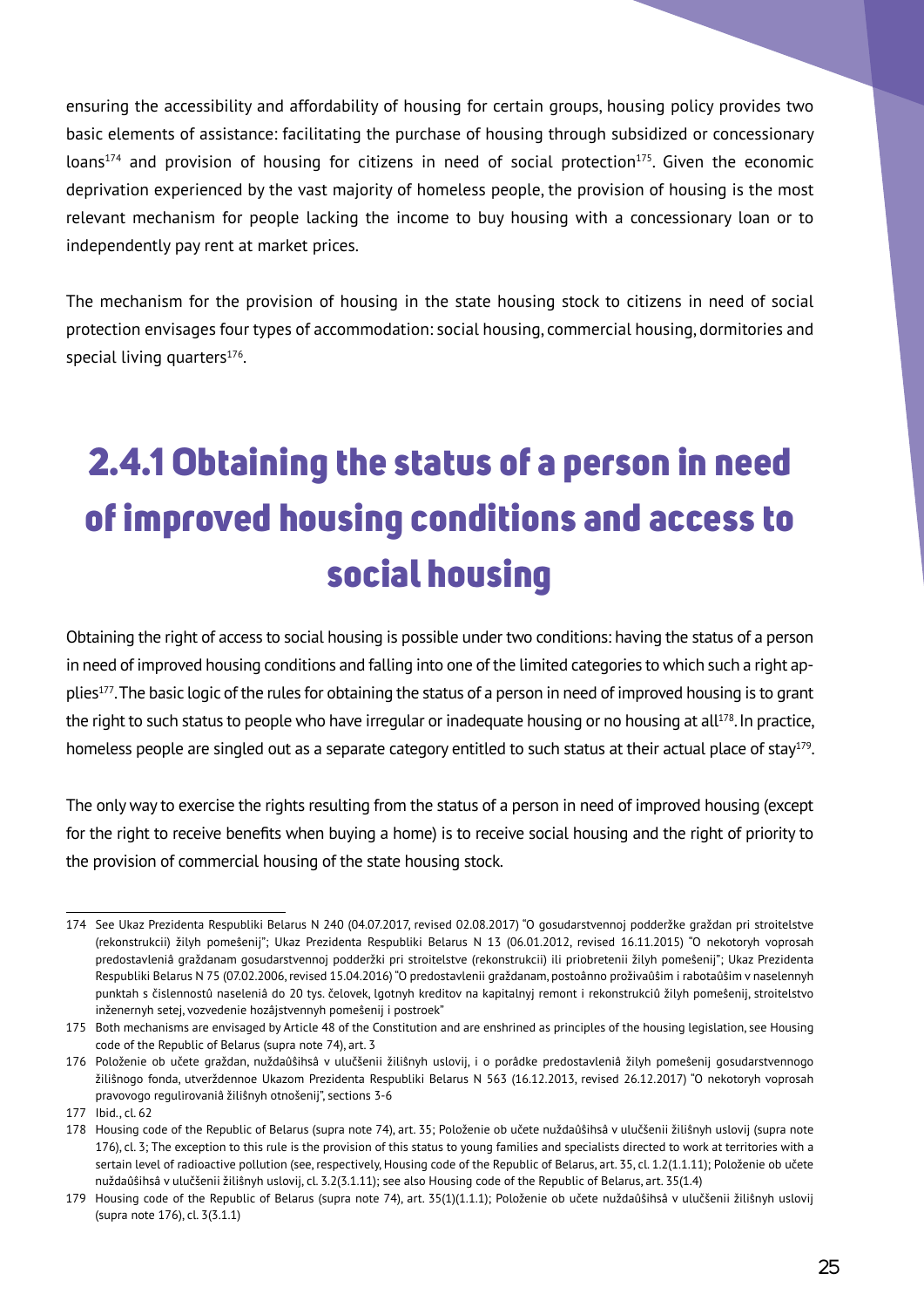ensuring the accessibility and affordability of housing for certain groups, housing policy provides two basic elements of assistance: facilitating the purchase of housing through subsidized or concessionary loans[174] and provision of housing for citizens in need of social protection[175]. Given the economic deprivation experienced by the vast majority of homeless people, the provision of housing is the most relevant mechanism for people lacking the income to buy housing with a concessionary loan or to independently pay rent at market prices.

The mechanism for the provision of housing in the state housing stock to citizens in need of social protection envisages four types of accommodation: social housing, commercial housing, dormitories and special living quarters[176].

## 2.4.1 Obtaining the status of a person in need of improved housing conditions and access to social housing

Obtaining the right of access to social housing is possible under two conditions: having the status of a person in need of improved housing conditions and falling into one of the limited categories to which such a right applies[177]. The basic logic of the rules for obtaining the status of a person in need of improved housing is to grant the right to such status to people who have irregular or inadequate housing or no housing at all[178]. In practice, homeless people are singled out as a separate category entitled to such status at their actual place of stay[179].

The only way to exercise the rights resulting from the status of a person in need of improved housing (except for the right to receive benefits when buying a home) is to receive social housing and the right of priority to the provision of commercial housing of the state housing stock.

---

174 See Ukaz Prezidenta Respubliki Belarus N 240 (04.07.2017, revised 02.08.2017) "O gosudarstvennoj podderžke graždan pri stroitelstve (rekonstrukcii) žilyh pomeŝenij"; Ukaz Prezidenta Respubliki Belarus N 13 (06.01.2012, revised 16.11.2015) "O nekotoryh voprosah predostavleniâ graždanam gosudarstvennoj podderžki pri stroitelstve (rekonstrukcii) ili priobretenii žilyh pomeŝenij"; Ukaz Prezidenta Respubliki Belarus N 75 (07.02.2006, revised 15.04.2016) "O predostavlenii graždanam, postoânno proživaûŝim i rabotaûŝim v naselennyh punktah s čislennostû naseleniâ do 20 tys. čelovek, lgotnyh kreditov na kapitalnyj remont i rekonstrukciû žilyh pomeŝenij, stroitelstvo inženernyh setej, vozvedenie hozâjstvennyh pomeŝenij i postroek"

175 Both mechanisms are envisaged by Article 48 of the Constitution and are enshrined as principles of the housing legislation, see Housing code of the Republic of Belarus (supra note 74), art. 3

176 Položenie ob učete graždan, nuždaûŝihsâ v ulučšenii žiliŝnyh uslovij, i o porâdke predostavleniâ žilyh pomeŝenij gosudarstvennogo žiliŝnogo fonda, utverždennoe Ukazom Prezidenta Respubliki Belarus N 563 (16.12.2013, revised 26.12.2017) "O nekotoryh voprosah pravovogo regulirovaniâ žiliŝnyh otnošenij", sections 3-6

177 Ibid., cl. 62

178 Housing code of the Republic of Belarus (supra note 74), art. 35; Položenie ob učete nuždaûŝihsâ v ulučšenii žiliŝnyh uslovij (supra note 176), cl. 3; The exception to this rule is the provision of this status to young families and specialists directed to work at territories with a sertain level of radioactive pollution (see, respectively, Housing code of the Republic of Belarus, art. 35, cl. 1.2(1.1.11); Položenie ob učete nuždaûŝihsâ v ulučšenii žiliŝnyh uslovij, cl. 3.2(3.1.11); see also Housing code of the Republic of Belarus, art. 35(1.4)

179 Housing code of the Republic of Belarus (supra note 74), art. 35(1)(1.1.1); Položenie ob učete nuždaûŝihsâ v ulučšenii žiliŝnyh uslovij (supra note 176), cl. 3(3.1.1)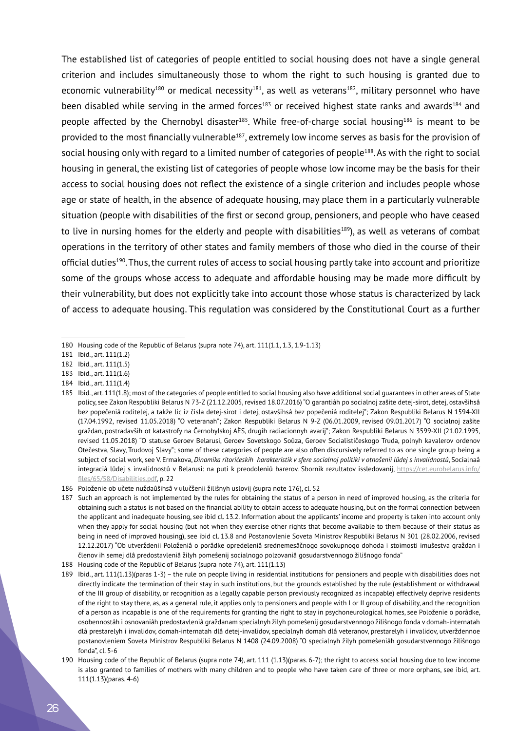The established list of categories of people entitled to social housing does not have a single general criterion and includes simultaneously those to whom the right to such housing is granted due to economic vulnerability[180] or medical necessity[181], as well as veterans[182], military personnel who have been disabled while serving in the armed forces[183] or received highest state ranks and awards[184] and people affected by the Chernobyl disaster[185]. While free-of-charge social housing[186] is meant to be provided to the most financially vulnerable[187], extremely low income serves as basis for the provision of social housing only with regard to a limited number of categories of people[188]. As with the right to social housing in general, the existing list of categories of people whose low income may be the basis for their access to social housing does not reflect the existence of a single criterion and includes people whose age or state of health, in the absence of adequate housing, may place them in a particularly vulnerable situation (people with disabilities of the first or second group, pensioners, and people who have ceased to live in nursing homes for the elderly and people with disabilities[189]), as well as veterans of combat operations in the territory of other states and family members of those who died in the course of their official duties[190]. Thus, the current rules of access to social housing partly take into account and prioritize some of the groups whose access to adequate and affordable housing may be made more difficult by their vulnerability, but does not explicitly take into account those whose status is characterized by lack of access to adequate housing. This regulation was considered by the Constitutional Court as a further

---

180 Housing code of the Republic of Belarus (supra note 74), art. 111(1.1, 1.3, 1.9-1.13)

181 Ibid., art. 111(1.2)

182 Ibid., art. 111(1.5)

183 Ibid., art. 111(1.6)

184 Ibid., art. 111(1.4)

185 Ibid., art. 111(1.8); most of the categories of people entitled to social housing also have additional social guarantees in other areas of State policy, see Zakon Respubliki Belarus N 73-Z (21.12.2005, revised 18.07.2016) "O garantiâh po socialnoj zašite detej-sirot, detej, ostavšihsâ bez popečeniâ roditelej, a takže lic iz čisla detej-sirot i detej, ostavšihsâ bez popečeniâ roditelej"; Zakon Respubliki Belarus N 1594-XII (17.04.1992, revised 11.05.2018) "O veteranah"; Zakon Respubliki Belarus N 9-Z (06.01.2009, revised 09.01.2017) "O socialnoj zašite graždan, postradavših ot katastrofy na Černobylskoj AÈS, drugih radiacionnyh avarij"; Zakon Respubliki Belarus N 3599-XII (21.02.1995, revised 11.05.2018) "O statuse Geroev Belarusi, Geroev Sovetskogo Soûza, Geroev Socialističeskogo Truda, polnyh kavalerov ordenov Otečestva, Slavy, Trudovoj Slavy"; some of these categories of people are also often discursively referred to as one single group being a subject of social work, see V. Ermakova, *Dinamika ritoričeskih harakteristik v sfere socialnoj politiki v otnošenii lûdej s invalidnostû*, Socialnaâ integraciâ lûdej s invalidnostû v Belarusi: na puti k preodoleniû barerov. Sbornik rezultatov issledovanij, https://cet.eurobelarus.info/files/65/58/Disabilities.pdf, p. 22

186 Položenie ob učete nuždaûšihsâ v ulučšenii žilišnyh uslovij (supra note 176), cl. 52

187 Such an approach is not implemented by the rules for obtaining the status of a person in need of improved housing, as the criteria for obtaining such a status is not based on the financial ability to obtain access to adequate housing, but on the formal connection between the applicant and inadequate housing, see ibid cl. 13.2. Information about the applicants' income and property is taken into account only when they apply for social housing (but not when they exercise other rights that become available to them because of their status as being in need of improved housing), see ibid cl. 13.8 and Postanovlenie Soveta Ministrov Respubliki Belarus N 301 (28.02.2006, revised 12.12.2017) "Ob utverždenii Položeniâ o porâdke opredeleniâ srednemesâčnogo sovokupnogo dohoda i stoimosti imušestva graždan i členov ih semej dlâ predostavleniâ žilyh pomešenij socialnogo polzovaniâ gosudarstvennogo žilišnogo fonda"

188 Housing code of the Republic of Belarus (supra note 74), art. 111(1.13)

189 Ibid., art. 111(1.13)(paras 1-3) – the rule on people living in residential institutions for pensioners and people with disabilities does not directly indicate the termination of their stay in such institutions, but the grounds established by the rule (establishment or withdrawal of the III group of disability, or recognition as a legally capable person previously recognized as incapable) effectively deprive residents of the right to stay there, as, as a general rule, it applies only to pensioners and people with I or II group of disability, and the recognition of a person as incapable is one of the requirements for granting the right to stay in psychoneurological homes, see Položenie o porâdke, osobennostâh i osnovaniâh predostavleniâ graždanam specialnyh žilyh pomešenij gosudarstvennogo žilišnogo fonda v domah-internatah dlâ prestarelyh i invalidov, domah-internatah dlâ detej-invalidov, specialnyh domah dlâ veteranov, prestarelyh i invalidov, utverždennoe postanovleniem Soveta Ministrov Respubliki Belarus N 1408 (24.09.2008) "O specialnyh žilyh pomeŝeniâh gosudarstvennogo žilišnogo fonda", cl. 5-6

190 Housing code of the Republic of Belarus (supra note 74), art. 111 (1.13)(paras. 6-7); the right to access social housing due to low income is also granted to families of mothers with many children and to people who have taken care of three or more orphans, see ibid, art. 111(1.13)(paras. 4-6)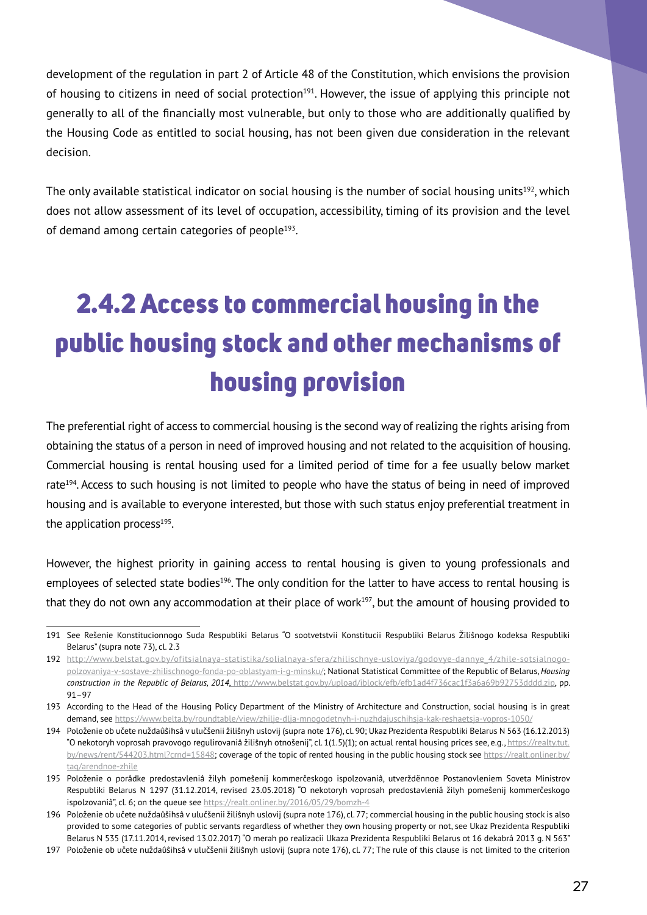development of the regulation in part 2 of Article 48 of the Constitution, which envisions the provision of housing to citizens in need of social protection[191]. However, the issue of applying this principle not generally to all of the financially most vulnerable, but only to those who are additionally qualified by the Housing Code as entitled to social housing, has not been given due consideration in the relevant decision.

The only available statistical indicator on social housing is the number of social housing units[192], which does not allow assessment of its level of occupation, accessibility, timing of its provision and the level of demand among certain categories of people[193].

## 2.4.2 Access to commercial housing in the public housing stock and other mechanisms of housing provision

The preferential right of access to commercial housing is the second way of realizing the rights arising from obtaining the status of a person in need of improved housing and not related to the acquisition of housing. Commercial housing is rental housing used for a limited period of time for a fee usually below market rate[194]. Access to such housing is not limited to people who have the status of being in need of improved housing and is available to everyone interested, but those with such status enjoy preferential treatment in the application process[195].

However, the highest priority in gaining access to rental housing is given to young professionals and employees of selected state bodies[196]. The only condition for the latter to have access to rental housing is that they do not own any accommodation at their place of work[197], but the amount of housing provided to

---

191 See Rešenie Konstitucionnogo Suda Respubliki Belarus "O sootvetstvii Konstitucii Respubliki Belarus Žilišnogo kodeksa Respubliki Belarus" (supra note 73), cl. 2.3

192 http://www.belstat.gov.by/ofitsialnaya-statistika/solialnaya-sfera/zhilischnye-usloviya/godovye-dannye_4/zhile-sotsialnogo-polzovaniya-v-sostave-zhilischnogo-fonda-po-oblastyam-i-g-minsku/; National Statistical Committee of the Republic of Belarus, *Housing construction in the Republic of Belarus, 2014*, http://www.belstat.gov.by/upload/iblock/efb/efb1ad4f736cac1f3a6a69b92753dddd.zip, pp. 91–97

193 According to the Head of the Housing Policy Department of the Ministry of Architecture and Construction, social housing is in great demand, see https://www.belta.by/roundtable/view/zhilje-dlja-mnogodetnyh-i-nuzhdajuschihsja-kak-reshaetsja-vopros-1050/

194 Položenie ob učete nuždaûŝihsâ v ulučšenii žilišnyh uslovij (supra note 176), cl. 90; Ukaz Prezidenta Respubliki Belarus N 563 (16.12.2013) "O nekotoryh voprosah pravovogo regulirovaniâ žilišnyh otnošenij", cl. 1(1.5)(1); on actual rental housing prices see, e.g., https://realty.tut.by/news/rent/544203.html?crnd=15848; coverage of the topic of rented housing in the public housing stock see https://realt.onliner.by/tag/arendnoe-zhile

195 Položenie o porâdke predostavleniâ žilyh pomešenij kommerčeskogo ispolzovaniâ, utverždënnoe Postanovleniem Soveta Ministrov Respubliki Belarus N 1297 (31.12.2014, revised 23.05.2018) "O nekotoryh voprosah predostavleniâ žilyh pomešenij kommerčeskogo ispolzovaniâ", cl. 6; on the queue see https://realt.onliner.by/2016/05/29/bomzh-4

196 Položenie ob učete nuždaûŝihsâ v ulučšenii žilišnyh uslovij (supra note 176), cl. 77; commercial housing in the public housing stock is also provided to some categories of public servants regardless of whether they own housing property or not, see Ukaz Prezidenta Respubliki Belarus N 535 (17.11.2014, revised 13.02.2017) "O merah po realizacii Ukaza Prezidenta Respubliki Belarus ot 16 dekabrâ 2013 g. N 563"

197 Položenie ob učete nuždaûŝihsâ v ulučšenii žilišnyh uslovij (supra note 176), cl. 77; The rule of this clause is not limited to the criterion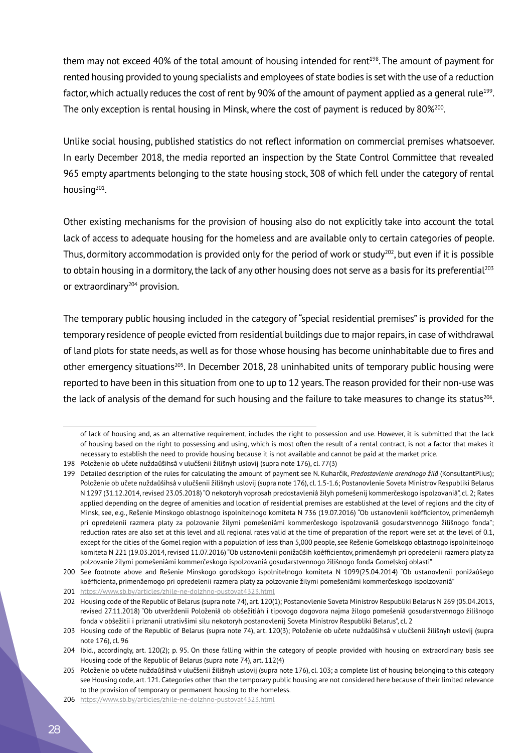them may not exceed 40% of the total amount of housing intended for rent[198]. The amount of payment for rented housing provided to young specialists and employees of state bodies is set with the use of a reduction factor, which actually reduces the cost of rent by 90% of the amount of payment applied as a general rule[199]. The only exception is rental housing in Minsk, where the cost of payment is reduced by 80%[200].

Unlike social housing, published statistics do not reflect information on commercial premises whatsoever. In early December 2018, the media reported an inspection by the State Control Committee that revealed 965 empty apartments belonging to the state housing stock, 308 of which fell under the category of rental housing[201].

Other existing mechanisms for the provision of housing also do not explicitly take into account the total lack of access to adequate housing for the homeless and are available only to certain categories of people. Thus, dormitory accommodation is provided only for the period of work or study[202], but even if it is possible to obtain housing in a dormitory, the lack of any other housing does not serve as a basis for its preferential[203] or extraordinary[204] provision.

The temporary public housing included in the category of "special residential premises" is provided for the temporary residence of people evicted from residential buildings due to major repairs, in case of withdrawal of land plots for state needs, as well as for those whose housing has become uninhabitable due to fires and other emergency situations[205]. In December 2018, 28 uninhabited units of temporary public housing were reported to have been in this situation from one to up to 12 years. The reason provided for their non-use was the lack of analysis of the demand for such housing and the failure to take measures to change its status[206].

---

of lack of housing and, as an alternative requirement, includes the right to possession and use. However, it is submitted that the lack of housing based on the right to possessing and using, which is most often the result of a rental contract, is not a factor that makes it necessary to establish the need to provide housing because it is not available and cannot be paid at the market price.

198 Položenie ob učete nuždaûŝihsâ v ulučšenii žiliŝnyh uslovij (supra note 176), cl. 77(3)

199 Detailed description of the rules for calculating the amount of payment see N. Kuharčik, *Predostavlenie arendnogo žilâ* (KonsultantPlius); Položenie ob učete nuždaûŝihsâ v ulučšenii žiliŝnyh uslovij (supra note 176), cl. 1.5-1.6; Postanovlenie Soveta Ministrov Respubliki Belarus N 1297 (31.12.2014, revised 23.05.2018) "O nekotoryh voprosah predostavleniâ žilyh pomeŝenij kommerčeskogo ispolzovaniâ", cl. 2; Rates applied depending on the degree of amenities and location of residential premises are established at the level of regions and the city of Minsk, see, e.g., Rešenie Minskogo oblastnogo ispolnitelnogo komiteta N 736 (19.07.2016) "Ob ustanovlenii koèfficientov, primenâemyh pri opredelenii razmera platy za polzovanie žilymi pomeŝeniâmi kommerčeskogo ispolzovaniâ gosudarstvennogo žiliŝnogo fonda"; reduction rates are also set at this level and all regional rates valid at the time of preparation of the report were set at the level of 0.1, except for the cities of the Gomel region with a population of less than 5,000 people, see Rešenie Gomelskogo oblastnogo ispolnitelnogo komiteta N 221 (19.03.2014, revised 11.07.2016) "Ob ustanovlenii ponižaûŝih koèfficientov, primenâemyh pri opredelenii razmera platy za polzovanie žilymi pomeŝeniâmi kommerčeskogo ispolzovaniâ gosudarstvennogo žiliŝnogo fonda Gomelskoj oblasti"

200 See footnote above and Rešenie Minskogo gorodskogo ispolnitelnogo komiteta N 1099(25.04.2014) "Ob ustanovlenii ponižaûŝego koèfficienta, primenâemogo pri opredelenii razmera platy za polzovanie žilymi pomeŝeniâmi kommerčeskogo ispolzovaniâ"

201 https://www.sb.by/articles/zhile-ne-dolzhno-pustovat4323.html

202 Housing code of the Republic of Belarus (supra note 74), art. 120(1); Postanovlenie Soveta Ministrov Respubliki Belarus N 269 (05.04.2013, revised 27.11.2018) "Ob utverždenii Položeniâ ob obŝežitiâh i tipovogo dogovora najma žilogo pomeŝeniâ gosudarstvennogo žiliŝnogo fonda v obŝežitii i priznanii utrativšimi silu nekotoryh postanovlenij Soveta Ministrov Respubliki Belarus", cl. 2

203 Housing code of the Republic of Belarus (supra note 74), art. 120(3); Položenie ob učete nuždaûŝihsâ v ulučšenii žiliŝnyh uslovij (supra note 176), cl. 96

204 Ibid., accordingly, art. 120(2); p. 95. On those falling within the category of people provided with housing on extraordinary basis see Housing code of the Republic of Belarus (supra note 74), art. 112(4)

205 Položenie ob učete nuždaûŝihsâ v ulučšenii žiliŝnyh uslovij (supra note 176), cl. 103; a complete list of housing belonging to this category see Housing code, art. 121. Categories other than the temporary public housing are not considered here because of their limited relevance to the provision of temporary or permanent housing to the homeless.

206 https://www.sb.by/articles/zhile-ne-dolzhno-pustovat4323.html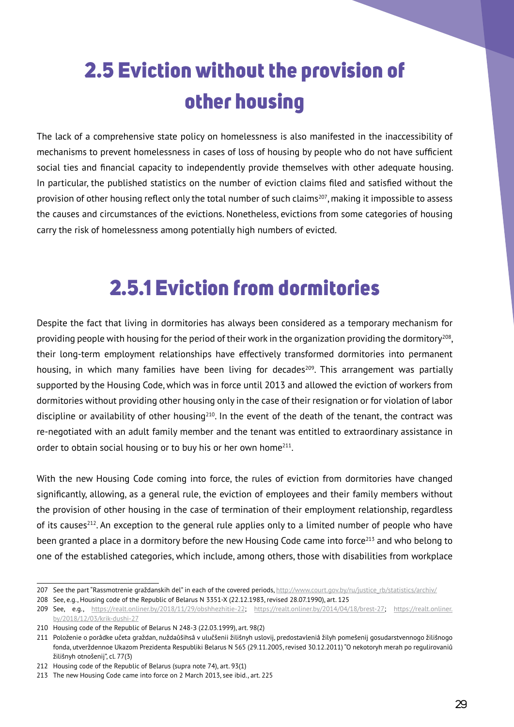## 2.5 Eviction without the provision of other housing

The lack of a comprehensive state policy on homelessness is also manifested in the inaccessibility of mechanisms to prevent homelessness in cases of loss of housing by people who do not have sufficient social ties and financial capacity to independently provide themselves with other adequate housing. In particular, the published statistics on the number of eviction claims filed and satisfied without the provision of other housing reflect only the total number of such claims[207], making it impossible to assess the causes and circumstances of the evictions. Nonetheless, evictions from some categories of housing carry the risk of homelessness among potentially high numbers of evicted.

### 2.5.1 Eviction from dormitories

Despite the fact that living in dormitories has always been considered as a temporary mechanism for providing people with housing for the period of their work in the organization providing the dormitory[208], their long-term employment relationships have effectively transformed dormitories into permanent housing, in which many families have been living for decades[209]. This arrangement was partially supported by the Housing Code, which was in force until 2013 and allowed the eviction of workers from dormitories without providing other housing only in the case of their resignation or for violation of labor discipline or availability of other housing[210]. In the event of the death of the tenant, the contract was re-negotiated with an adult family member and the tenant was entitled to extraordinary assistance in order to obtain social housing or to buy his or her own home[211].

With the new Housing Code coming into force, the rules of eviction from dormitories have changed significantly, allowing, as a general rule, the eviction of employees and their family members without the provision of other housing in the case of termination of their employment relationship, regardless of its causes[212]. An exception to the general rule applies only to a limited number of people who have been granted a place in a dormitory before the new Housing Code came into force[213] and who belong to one of the established categories, which include, among others, those with disabilities from workplace

---

207 See the part "Rassmotrenie graždanskih del" in each of the covered periods, http://www.court.gov.by/ru/justice_rb/statistics/archiv/

208 See, e.g., Housing code of the Republic of Belarus N 3351-X (22.12.1983, revised 28.07.1990), art. 125

209 See, e.g., https://realt.onliner.by/2018/11/29/obshhezhitie-22; https://realt.onliner.by/2014/04/18/brest-27; https://realt.onliner.by/2018/12/03/krik-dushi-27

210 Housing code of the Republic of Belarus N 248-3 (22.03.1999), art. 98(2)

211 Položenie o porâdke učeta graždan, nuždaûŝihsâ v ulučšenii žilišnyh uslovij, predostavleniâ žilyh pomešenij gosudarstvennogo žilišnogo fonda, utverždennoe Ukazom Prezidenta Respubliki Belarus N 565 (29.11.2005, revised 30.12.2011) "O nekotoryh merah po regulirovaniû žilišnyh otnošenij", cl. 77(3)

212 Housing code of the Republic of Belarus (supra note 74), art. 93(1)

213 The new Housing Code came into force on 2 March 2013, see ibid., art. 225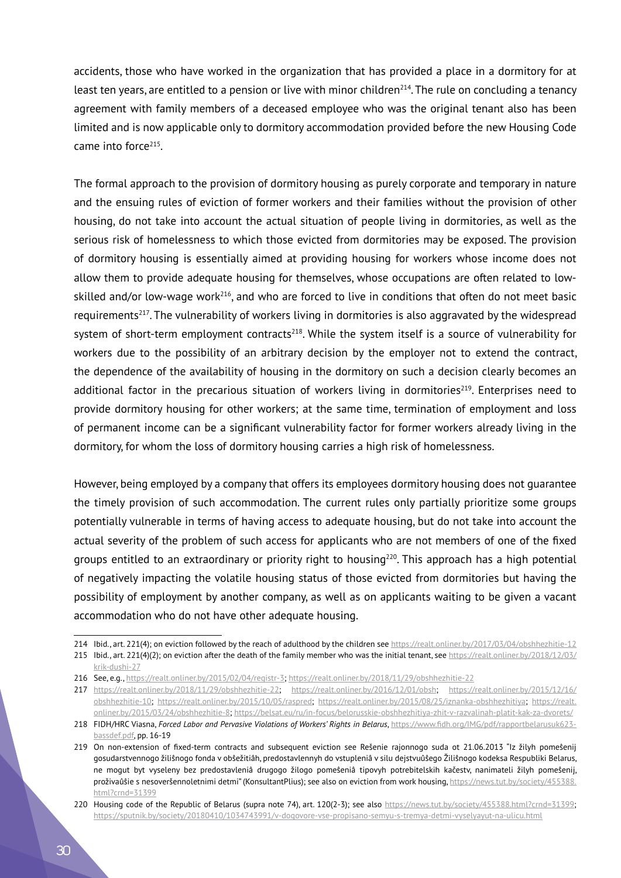accidents, those who have worked in the organization that has provided a place in a dormitory for at least ten years, are entitled to a pension or live with minor children[214]. The rule on concluding a tenancy agreement with family members of a deceased employee who was the original tenant also has been limited and is now applicable only to dormitory accommodation provided before the new Housing Code came into force[215].

The formal approach to the provision of dormitory housing as purely corporate and temporary in nature and the ensuing rules of eviction of former workers and their families without the provision of other housing, do not take into account the actual situation of people living in dormitories, as well as the serious risk of homelessness to which those evicted from dormitories may be exposed. The provision of dormitory housing is essentially aimed at providing housing for workers whose income does not allow them to provide adequate housing for themselves, whose occupations are often related to low-skilled and/or low-wage work[216], and who are forced to live in conditions that often do not meet basic requirements[217]. The vulnerability of workers living in dormitories is also aggravated by the widespread system of short-term employment contracts[218]. While the system itself is a source of vulnerability for workers due to the possibility of an arbitrary decision by the employer not to extend the contract, the dependence of the availability of housing in the dormitory on such a decision clearly becomes an additional factor in the precarious situation of workers living in dormitories[219]. Enterprises need to provide dormitory housing for other workers; at the same time, termination of employment and loss of permanent income can be a significant vulnerability factor for former workers already living in the dormitory, for whom the loss of dormitory housing carries a high risk of homelessness.

However, being employed by a company that offers its employees dormitory housing does not guarantee the timely provision of such accommodation. The current rules only partially prioritize some groups potentially vulnerable in terms of having access to adequate housing, but do not take into account the actual severity of the problem of such access for applicants who are not members of one of the fixed groups entitled to an extraordinary or priority right to housing[220]. This approach has a high potential of negatively impacting the volatile housing status of those evicted from dormitories but having the possibility of employment by another company, as well as on applicants waiting to be given a vacant accommodation who do not have other adequate housing.

---

214 Ibid., art. 221(4); on eviction followed by the reach of adulthood by the children see https://realt.onliner.by/2017/03/04/obshhezhitie-12

215 Ibid., art. 221(4)(2); on eviction after the death of the family member who was the initial tenant, see https://realt.onliner.by/2018/12/03/krik-dushi-27

216 See, e.g., https://realt.onliner.by/2015/02/04/registr-3; https://realt.onliner.by/2018/11/29/obshhezhitie-22

217 https://realt.onliner.by/2018/11/29/obshhezhitie-22; https://realt.onliner.by/2016/12/01/obsh; https://realt.onliner.by/2015/12/16/obshhezhitie-10; https://realt.onliner.by/2015/10/05/raspred; https://realt.onliner.by/2015/08/25/iznanka-obshhezhitiya; https://realt.onliner.by/2015/03/24/obshhezhitie-8; https://belsat.eu/ru/in-focus/belorusskie-obshhezhitiya-zhit-v-razvalinah-platit-kak-za-dvorets/

218 FIDH/HRC Viasna, *Forced Labor and Pervasive Violations of Workers' Rights in Belarus*, https://www.fidh.org/IMG/pdf/rapportbelarusuk623-bassdef.pdf, pp. 16-19

219 On non-extension of fixed-term contracts and subsequent eviction see Rešenie rajonnogo suda ot 21.06.2013 "Iz žilyh pomešenij gosudarstvennogo žilišnogo fonda v obšežitiâh, predostavlennyh do vstupleniâ v silu dejstvuûšego Žilišnogo kodeksa Respubliki Belarus, ne mogut byt vyseleny bez predostavleniâ drugogo žilogo pomeŝeniâ tipovyh potrebitelskih kačestv, nanimateli žilyh pomešenij, proživaûšie s nesoveršennoletnimi detmi" (KonsultantPlius); see also on eviction from work housing, https://news.tut.by/society/455388.html?crnd=31399

220 Housing code of the Republic of Belarus (supra note 74), art. 120(2-3); see also https://news.tut.by/society/455388.html?crnd=31399; https://sputnik.by/society/20180410/1034743991/v-dogovore-vse-propisano-semyu-s-tremya-detmi-vyselyayut-na-ulicu.html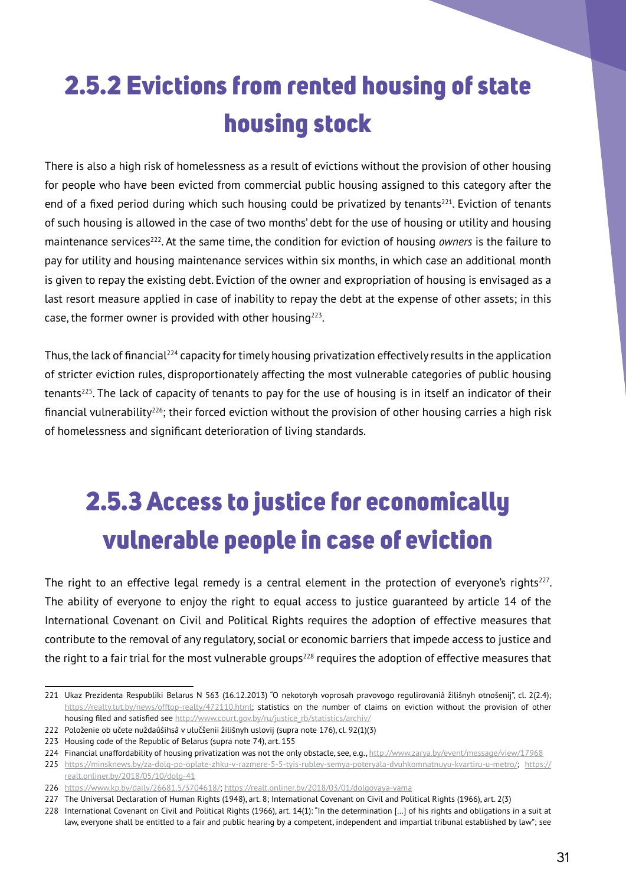### 2.5.2 Evictions from rented housing of state housing stock

There is also a high risk of homelessness as a result of evictions without the provision of other housing for people who have been evicted from commercial public housing assigned to this category after the end of a fixed period during which such housing could be privatized by tenants[221]. Eviction of tenants of such housing is allowed in the case of two months' debt for the use of housing or utility and housing maintenance services[222]. At the same time, the condition for eviction of housing *owners* is the failure to pay for utility and housing maintenance services within six months, in which case an additional month is given to repay the existing debt. Eviction of the owner and expropriation of housing is envisaged as a last resort measure applied in case of inability to repay the debt at the expense of other assets; in this case, the former owner is provided with other housing[223].

Thus, the lack of financial[224] capacity for timely housing privatization effectively results in the application of stricter eviction rules, disproportionately affecting the most vulnerable categories of public housing tenants[225]. The lack of capacity of tenants to pay for the use of housing is in itself an indicator of their financial vulnerability[226]; their forced eviction without the provision of other housing carries a high risk of homelessness and significant deterioration of living standards.

### 2.5.3 Access to justice for economically vulnerable people in case of eviction

The right to an effective legal remedy is a central element in the protection of everyone's rights[227]. The ability of everyone to enjoy the right to equal access to justice guaranteed by article 14 of the International Covenant on Civil and Political Rights requires the adoption of effective measures that contribute to the removal of any regulatory, social or economic barriers that impede access to justice and the right to a fair trial for the most vulnerable groups[228] requires the adoption of effective measures that

---

221 Ukaz Prezidenta Respubliki Belarus N 563 (16.12.2013) "O nekotoryh voprosah pravovogo regulirovaniâ žilišnyh otnošenij", cl. 2(2.4); https://realty.tut.by/news/offtop-realty/472110.html; statistics on the number of claims on eviction without the provision of other housing filed and satisfied see http://www.court.gov.by/ru/justice_rb/statistics/archiv/

222 Položenie ob učete nuždaûŝihsâ v ulučšenii žilišnyh uslovij (supra note 176), cl. 92(1)(3)

223 Housing code of the Republic of Belarus (supra note 74), art. 155

224 Financial unaffordability of housing privatization was not the only obstacle, see, e.g., http://www.zarya.by/event/message/view/17968

225 https://minsknews.by/za-dolg-po-oplate-zhku-v-razmere-5-5-tyis-rubley-semya-poteryala-dvuhkomnatnuyu-kvartiru-u-metro/; https://realt.onliner.by/2018/05/10/dolg-41

226 https://www.kp.by/daily/26681.5/3704618/; https://realt.onliner.by/2018/03/01/dolgovaya-yama

227 The Universal Declaration of Human Rights (1948), art. 8; International Covenant on Civil and Political Rights (1966), art. 2(3)

228 International Covenant on Civil and Political Rights (1966), art. 14(1): "In the determination […] of his rights and obligations in a suit at law, everyone shall be entitled to a fair and public hearing by a competent, independent and impartial tribunal established by law"; see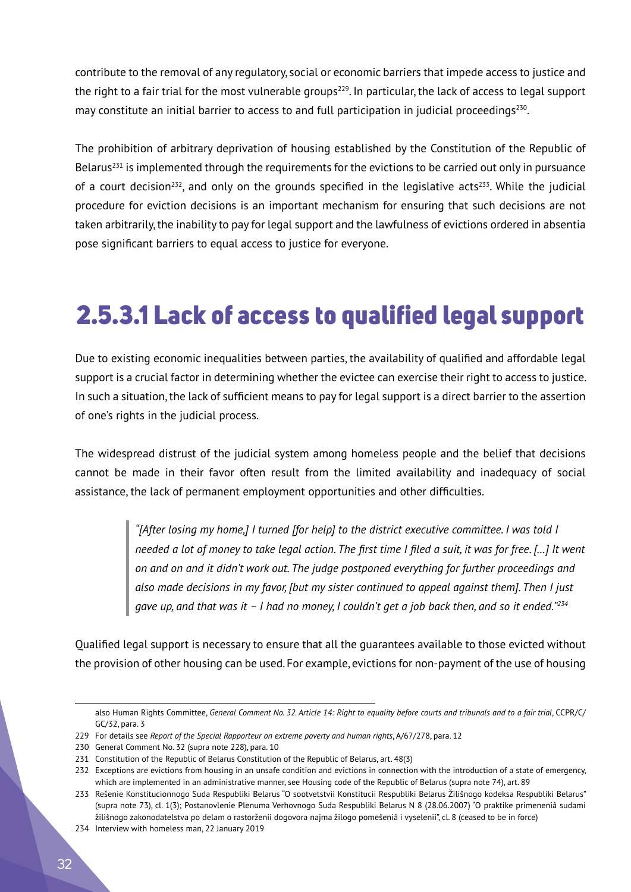contribute to the removal of any regulatory, social or economic barriers that impede access to justice and the right to a fair trial for the most vulnerable groups[229]. In particular, the lack of access to legal support may constitute an initial barrier to access to and full participation in judicial proceedings[230].

The prohibition of arbitrary deprivation of housing established by the Constitution of the Republic of Belarus[231] is implemented through the requirements for the evictions to be carried out only in pursuance of a court decision[232], and only on the grounds specified in the legislative acts[233]. While the judicial procedure for eviction decisions is an important mechanism for ensuring that such decisions are not taken arbitrarily, the inability to pay for legal support and the lawfulness of evictions ordered in absentia pose significant barriers to equal access to justice for everyone.

## 2.5.3.1 Lack of access to qualified legal support

Due to existing economic inequalities between parties, the availability of qualified and affordable legal support is a crucial factor in determining whether the evictee can exercise their right to access to justice. In such a situation, the lack of sufficient means to pay for legal support is a direct barrier to the assertion of one's rights in the judicial process.

The widespread distrust of the judicial system among homeless people and the belief that decisions cannot be made in their favor often result from the limited availability and inadequacy of social assistance, the lack of permanent employment opportunities and other difficulties.

> *"[After losing my home,] I turned [for help] to the district executive committee. I was told I needed a lot of money to take legal action. The first time I filed a suit, it was for free. [...] It went on and on and it didn't work out. The judge postponed everything for further proceedings and also made decisions in my favor, [but my sister continued to appeal against them]. Then I just gave up, and that was it – I had no money, I couldn't get a job back then, and so it ended."*[234]

Qualified legal support is necessary to ensure that all the guarantees available to those evicted without the provision of other housing can be used. For example, evictions for non-payment of the use of housing

---

also Human Rights Committee, *General Comment No. 32. Article 14: Right to equality before courts and tribunals and to a fair trial*, CCPR/C/GC/32, para. 3

229 For details see *Report of the Special Rapporteur on extreme poverty and human rights*, A/67/278, para. 12

230 General Comment No. 32 (supra note 228), para. 10

231 Constitution of the Republic of Belarus Constitution of the Republic of Belarus, art. 48(3)

232 Exceptions are evictions from housing in an unsafe condition and evictions in connection with the introduction of a state of emergency, which are implemented in an administrative manner, see Housing code of the Republic of Belarus (supra note 74), art. 89

233 Rešenie Konstitucionnogo Suda Respubliki Belarus "O sootvetstvii Konstitucii Respubliki Belarus Žiliŝnogo kodeksa Respubliki Belarus" (supra note 73), cl. 1(3); Postanovlenie Plenuma Verhovnogo Suda Respubliki Belarus N 8 (28.06.2007) "O praktike primeneniâ sudami žiliŝnogo zakonodatelstva po delam o rastorženii dogovora najma žilogo pomeŝeniâ i vyselenii", cl. 8 (ceased to be in force)

234 Interview with homeless man, 22 January 2019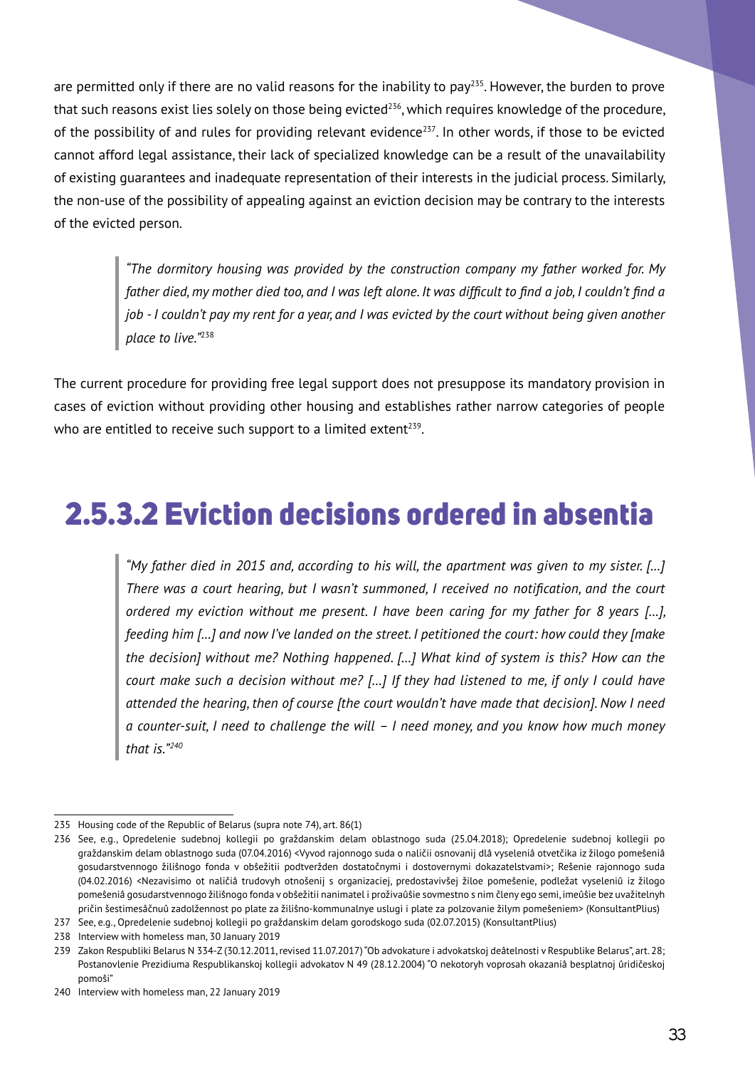are permitted only if there are no valid reasons for the inability to pay[235]. However, the burden to prove that such reasons exist lies solely on those being evicted[236], which requires knowledge of the procedure, of the possibility of and rules for providing relevant evidence[237]. In other words, if those to be evicted cannot afford legal assistance, their lack of specialized knowledge can be a result of the unavailability of existing guarantees and inadequate representation of their interests in the judicial process. Similarly, the non-use of the possibility of appealing against an eviction decision may be contrary to the interests of the evicted person.

> *"The dormitory housing was provided by the construction company my father worked for. My father died, my mother died too, and I was left alone. It was difficult to find a job, I couldn't find a job - I couldn't pay my rent for a year, and I was evicted by the court without being given another place to live."*[238]

The current procedure for providing free legal support does not presuppose its mandatory provision in cases of eviction without providing other housing and establishes rather narrow categories of people who are entitled to receive such support to a limited extent[239].

### 2.5.3.2 Eviction decisions ordered in absentia

> *"My father died in 2015 and, according to his will, the apartment was given to my sister. [...] There was a court hearing, but I wasn't summoned, I received no notification, and the court ordered my eviction without me present. I have been caring for my father for 8 years [...], feeding him [...] and now I've landed on the street. I petitioned the court: how could they [make the decision] without me? Nothing happened. [...] What kind of system is this? How can the court make such a decision without me? [...] If they had listened to me, if only I could have attended the hearing, then of course [the court wouldn't have made that decision]. Now I need a counter-suit, I need to challenge the will – I need money, and you know how much money that is."*[240]

---

235 Housing code of the Republic of Belarus (supra note 74), art. 86(1)

236 See, e.g., Opredelenie sudebnoj kollegii po graždanskim delam oblastnogo suda (25.04.2018); Opredelenie sudebnoj kollegii po graždanskim delam oblastnogo suda (07.04.2016) <Vyvod rajonnogo suda o naličii osnovanij dlâ vyseleniâ otvetčika iz žilogo pomeŝeniâ gosudarstvennogo žiliŝnogo fonda v obŝežitii podtveržden dostatočnymi i dostovernymi dokazatelstvami>; Rešenie rajonnogo suda (04.02.2016) <Nezavisimo ot naličiâ trudovyh otnošenij s organizaciej, predostavivšej žiloe pomeŝenie, podležat vyseleniû iz žilogo pomeŝeniâ gosudarstvennogo žiliŝnogo fonda v obŝežitii nanimatel i proživaûŝie sovmestno s nim členy ego semi, imeûŝie bez uvažitelnyh pričin šestimesâčnuû zadolžennost po plate za žiliŝno-kommunalnye uslugi i plate za polzovanie žilym pomeŝeniem> (KonsultantPlius)

237 See, e.g., Opredelenie sudebnoj kollegii po graždanskim delam gorodskogo suda (02.07.2015) (KonsultantPlius)

238 Interview with homeless man, 30 January 2019

239 Zakon Respubliki Belarus N 334-Z (30.12.2011, revised 11.07.2017) "Ob advokature i advokatskoj deâtelnosti v Respublike Belarus", art. 28; Postanovlenie Prezidiuma Respublikanskoj kollegii advokatov N 49 (28.12.2004) "O nekotoryh voprosah okazaniâ besplatnoj ûridičeskoj pomoŝi"

240 Interview with homeless man, 22 January 2019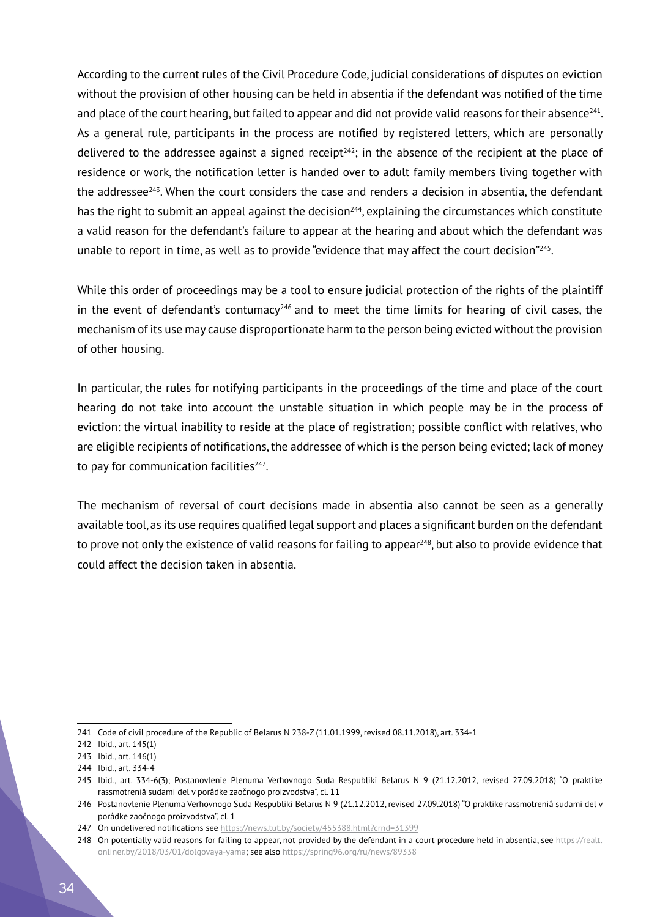According to the current rules of the Civil Procedure Code, judicial considerations of disputes on eviction without the provision of other housing can be held in absentia if the defendant was notified of the time and place of the court hearing, but failed to appear and did not provide valid reasons for their absence[241]. As a general rule, participants in the process are notified by registered letters, which are personally delivered to the addressee against a signed receipt[242]; in the absence of the recipient at the place of residence or work, the notification letter is handed over to adult family members living together with the addressee[243]. When the court considers the case and renders a decision in absentia, the defendant has the right to submit an appeal against the decision[244], explaining the circumstances which constitute a valid reason for the defendant's failure to appear at the hearing and about which the defendant was unable to report in time, as well as to provide "evidence that may affect the court decision"[245].

While this order of proceedings may be a tool to ensure judicial protection of the rights of the plaintiff in the event of defendant's contumacy[246] and to meet the time limits for hearing of civil cases, the mechanism of its use may cause disproportionate harm to the person being evicted without the provision of other housing.

In particular, the rules for notifying participants in the proceedings of the time and place of the court hearing do not take into account the unstable situation in which people may be in the process of eviction: the virtual inability to reside at the place of registration; possible conflict with relatives, who are eligible recipients of notifications, the addressee of which is the person being evicted; lack of money to pay for communication facilities[247].

The mechanism of reversal of court decisions made in absentia also cannot be seen as a generally available tool, as its use requires qualified legal support and places a significant burden on the defendant to prove not only the existence of valid reasons for failing to appear[248], but also to provide evidence that could affect the decision taken in absentia.

---

241 Code of civil procedure of the Republic of Belarus N 238-Z (11.01.1999, revised 08.11.2018), art. 334-1

242 Ibid., art. 145(1)

243 Ibid., art. 146(1)

244 Ibid., art. 334-4

245 Ibid., art. 334-6(3); Postanovlenie Plenuma Verhovnogo Suda Respubliki Belarus N 9 (21.12.2012, revised 27.09.2018) "O praktike rassmotreniâ sudami del v porâdke zaočnogo proizvodstva", cl. 11

246 Postanovlenie Plenuma Verhovnogo Suda Respubliki Belarus N 9 (21.12.2012, revised 27.09.2018) "O praktike rassmotreniâ sudami del v porâdke zaočnogo proizvodstva", cl. 1

247 On undelivered notifications see https://news.tut.by/society/455388.html?crnd=31399

248 On potentially valid reasons for failing to appear, not provided by the defendant in a court procedure held in absentia, see https://realt.onliner.by/2018/03/01/dolgovaya-yama; see also https://spring96.org/ru/news/89338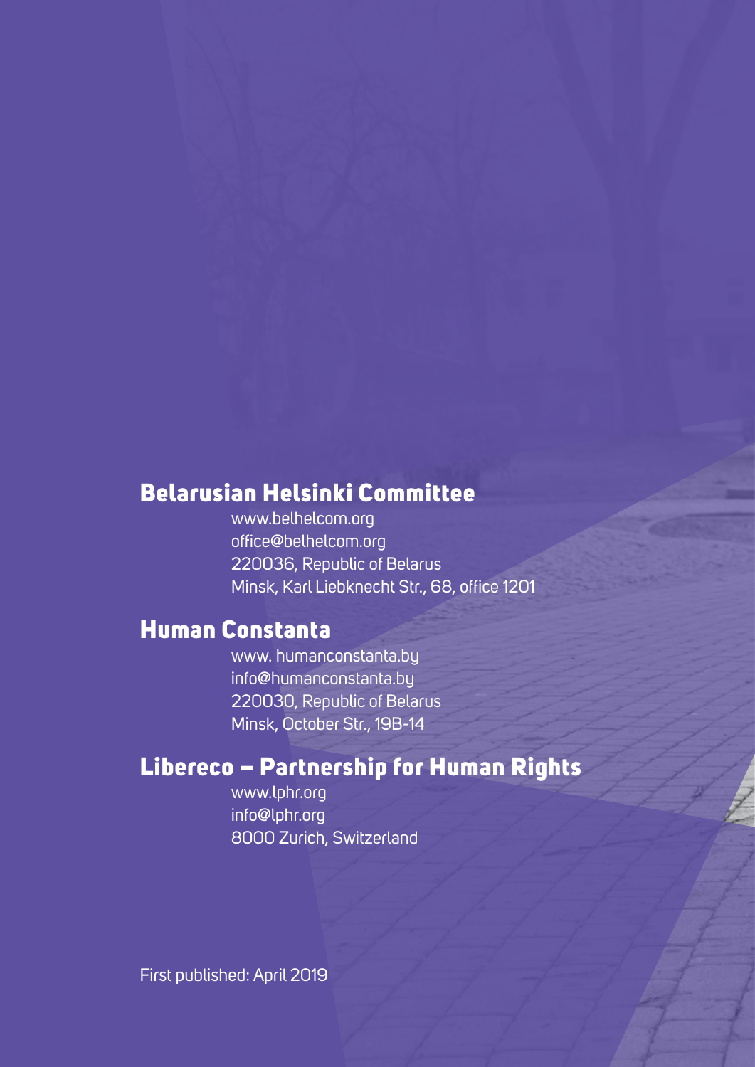## Belarusian Helsinki Committee

www.belhelcom.org
office@belhelcom.org
220036, Republic of Belarus
Minsk, Karl Liebknecht Str., 68, office 1201

## Human Constanta

www. humanconstanta.by
info@humanconstanta.by
220030, Republic of Belarus
Minsk, October Str., 19B-14

## Libereco – Partnership for Human Rights

www.lphr.org
info@lphr.org
8000 Zurich, Switzerland

First published: April 2019